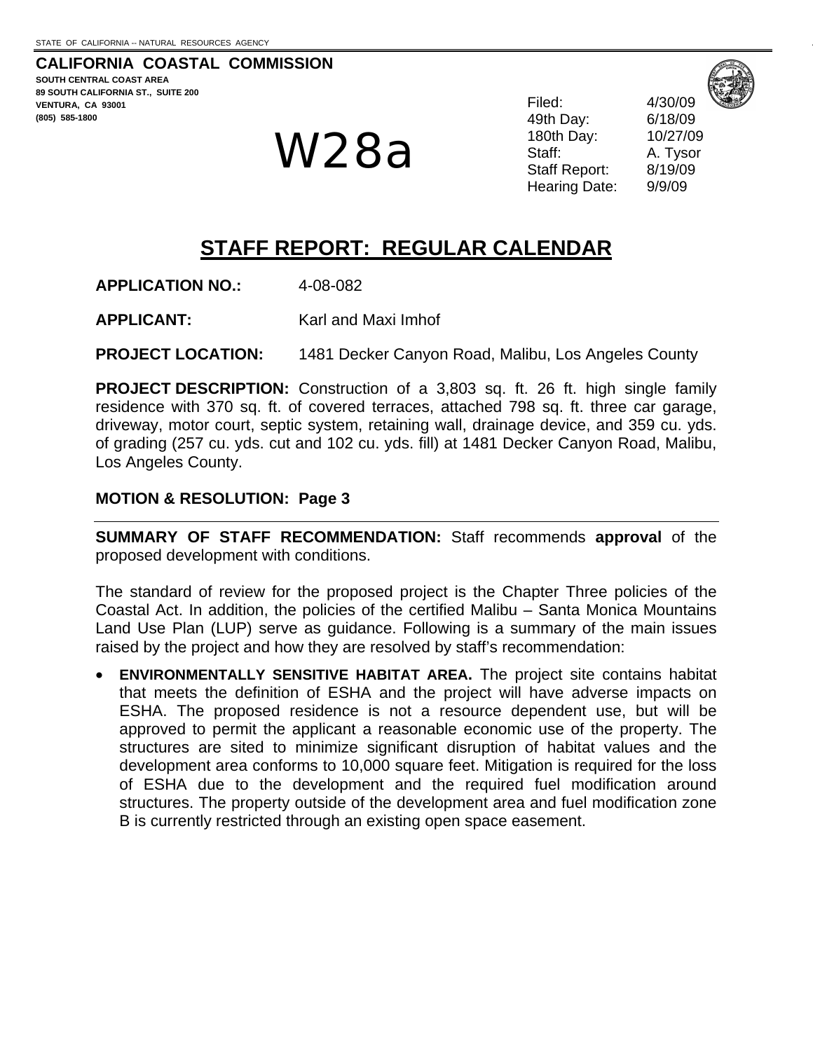STATE OF CALIFORNIA -- NATURAL RESOURCES AGENCY

**CALIFORNIA COASTAL COMMISSION**
**SOUTH CENTRAL COAST AREA**
**89 SOUTH CALIFORNIA ST., SUITE 200**
**VENTURA, CA 93001**
**(805) 585-1800**

# W28a

| | |
|---|---|
| Filed: | 4/30/09 |
| 49th Day: | 6/18/09 |
| 180th Day: | 10/27/09 |
| Staff: | A. Tysor |
| Staff Report: | 8/19/09 |
| Hearing Date: | 9/9/09 |

# STAFF REPORT: REGULAR CALENDAR

**APPLICATION NO.:** 4-08-082

**APPLICANT:** Karl and Maxi Imhof

**PROJECT LOCATION:** 1481 Decker Canyon Road, Malibu, Los Angeles County

**PROJECT DESCRIPTION:** Construction of a 3,803 sq. ft. 26 ft. high single family residence with 370 sq. ft. of covered terraces, attached 798 sq. ft. three car garage, driveway, motor court, septic system, retaining wall, drainage device, and 359 cu. yds. of grading (257 cu. yds. cut and 102 cu. yds. fill) at 1481 Decker Canyon Road, Malibu, Los Angeles County.

**MOTION & RESOLUTION: Page 3**

---

**SUMMARY OF STAFF RECOMMENDATION:** Staff recommends **approval** of the proposed development with conditions.

The standard of review for the proposed project is the Chapter Three policies of the Coastal Act. In addition, the policies of the certified Malibu – Santa Monica Mountains Land Use Plan (LUP) serve as guidance. Following is a summary of the main issues raised by the project and how they are resolved by staff's recommendation:

- **ENVIRONMENTALLY SENSITIVE HABITAT AREA.** The project site contains habitat that meets the definition of ESHA and the project will have adverse impacts on ESHA. The proposed residence is not a resource dependent use, but will be approved to permit the applicant a reasonable economic use of the property. The structures are sited to minimize significant disruption of habitat values and the development area conforms to 10,000 square feet. Mitigation is required for the loss of ESHA due to the development and the required fuel modification around structures. The property outside of the development area and fuel modification zone B is currently restricted through an existing open space easement.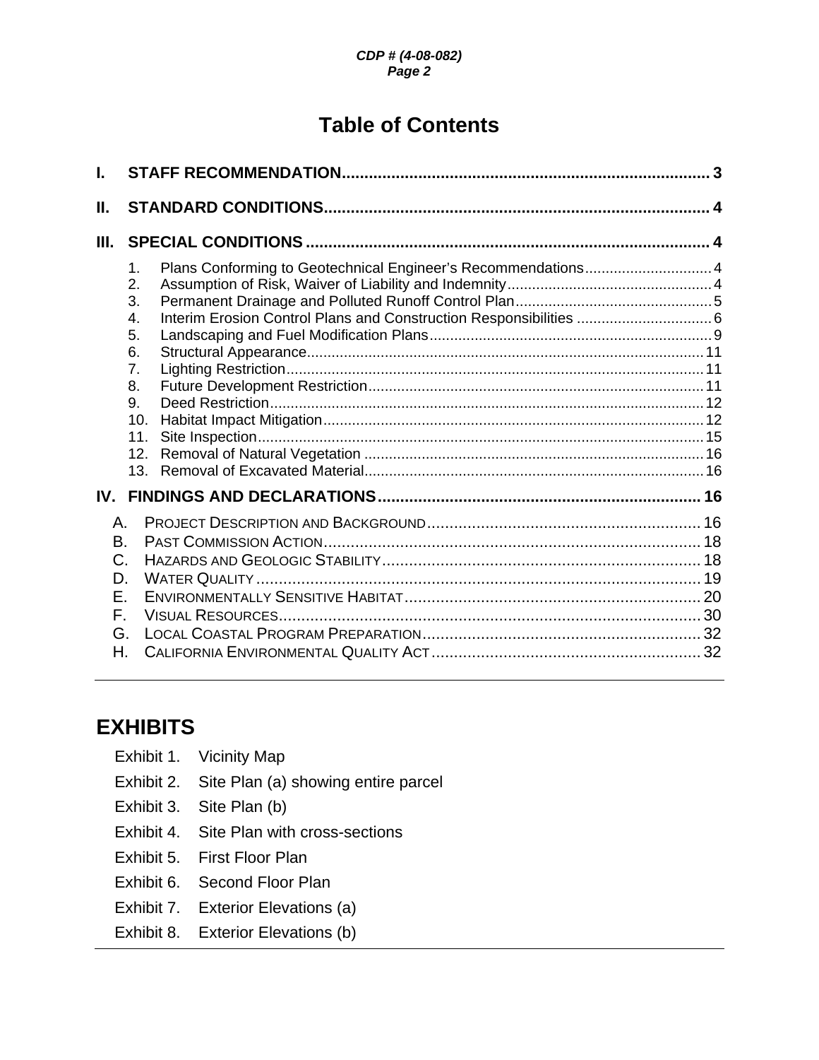# Table of Contents

**I. STAFF RECOMMENDATION** .......... 3

**II. STANDARD CONDITIONS** .......... 4

**III. SPECIAL CONDITIONS** .......... 4

1. Plans Conforming to Geotechnical Engineer's Recommendations .......... 4
2. Assumption of Risk, Waiver of Liability and Indemnity .......... 4
3. Permanent Drainage and Polluted Runoff Control Plan .......... 5
4. Interim Erosion Control Plans and Construction Responsibilities .......... 6
5. Landscaping and Fuel Modification Plans .......... 9
6. Structural Appearance .......... 11
7. Lighting Restriction .......... 11
8. Future Development Restriction .......... 11
9. Deed Restriction .......... 12
10. Habitat Impact Mitigation .......... 12
11. Site Inspection .......... 15
12. Removal of Natural Vegetation .......... 16
13. Removal of Excavated Material .......... 16

**IV. FINDINGS AND DECLARATIONS** .......... 16

A. Project Description and Background .......... 16
B. Past Commission Action .......... 18
C. Hazards and Geologic Stability .......... 18
D. Water Quality .......... 19
E. Environmentally Sensitive Habitat .......... 20
F. Visual Resources .......... 30
G. Local Coastal Program Preparation .......... 32
H. California Environmental Quality Act .......... 32

---

## EXHIBITS

Exhibit 1. Vicinity Map
Exhibit 2. Site Plan (a) showing entire parcel
Exhibit 3. Site Plan (b)
Exhibit 4. Site Plan with cross-sections
Exhibit 5. First Floor Plan
Exhibit 6. Second Floor Plan
Exhibit 7. Exterior Elevations (a)
Exhibit 8. Exterior Elevations (b)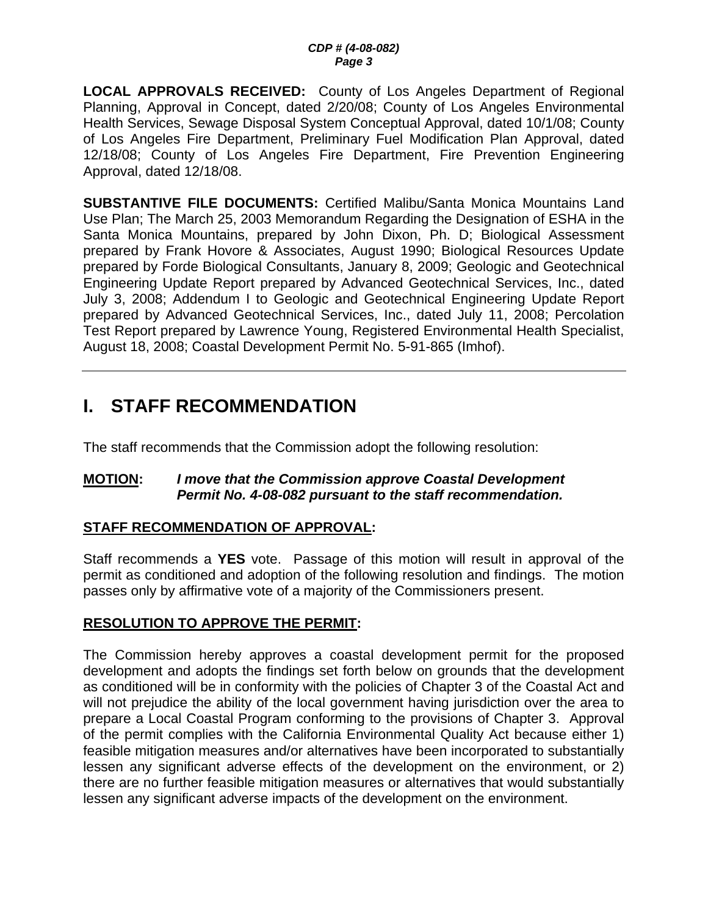**LOCAL APPROVALS RECEIVED:** County of Los Angeles Department of Regional Planning, Approval in Concept, dated 2/20/08; County of Los Angeles Environmental Health Services, Sewage Disposal System Conceptual Approval, dated 10/1/08; County of Los Angeles Fire Department, Preliminary Fuel Modification Plan Approval, dated 12/18/08; County of Los Angeles Fire Department, Fire Prevention Engineering Approval, dated 12/18/08.

**SUBSTANTIVE FILE DOCUMENTS:** Certified Malibu/Santa Monica Mountains Land Use Plan; The March 25, 2003 Memorandum Regarding the Designation of ESHA in the Santa Monica Mountains, prepared by John Dixon, Ph. D; Biological Assessment prepared by Frank Hovore & Associates, August 1990; Biological Resources Update prepared by Forde Biological Consultants, January 8, 2009; Geologic and Geotechnical Engineering Update Report prepared by Advanced Geotechnical Services, Inc., dated July 3, 2008; Addendum I to Geologic and Geotechnical Engineering Update Report prepared by Advanced Geotechnical Services, Inc., dated July 11, 2008; Percolation Test Report prepared by Lawrence Young, Registered Environmental Health Specialist, August 18, 2008; Coastal Development Permit No. 5-91-865 (Imhof).

---

# I. STAFF RECOMMENDATION

The staff recommends that the Commission adopt the following resolution:

**MOTION:** ***I move that the Commission approve Coastal Development Permit No. 4-08-082 pursuant to the staff recommendation.***

**STAFF RECOMMENDATION OF APPROVAL:**

Staff recommends a **YES** vote. Passage of this motion will result in approval of the permit as conditioned and adoption of the following resolution and findings. The motion passes only by affirmative vote of a majority of the Commissioners present.

**RESOLUTION TO APPROVE THE PERMIT:**

The Commission hereby approves a coastal development permit for the proposed development and adopts the findings set forth below on grounds that the development as conditioned will be in conformity with the policies of Chapter 3 of the Coastal Act and will not prejudice the ability of the local government having jurisdiction over the area to prepare a Local Coastal Program conforming to the provisions of Chapter 3. Approval of the permit complies with the California Environmental Quality Act because either 1) feasible mitigation measures and/or alternatives have been incorporated to substantially lessen any significant adverse effects of the development on the environment, or 2) there are no further feasible mitigation measures or alternatives that would substantially lessen any significant adverse impacts of the development on the environment.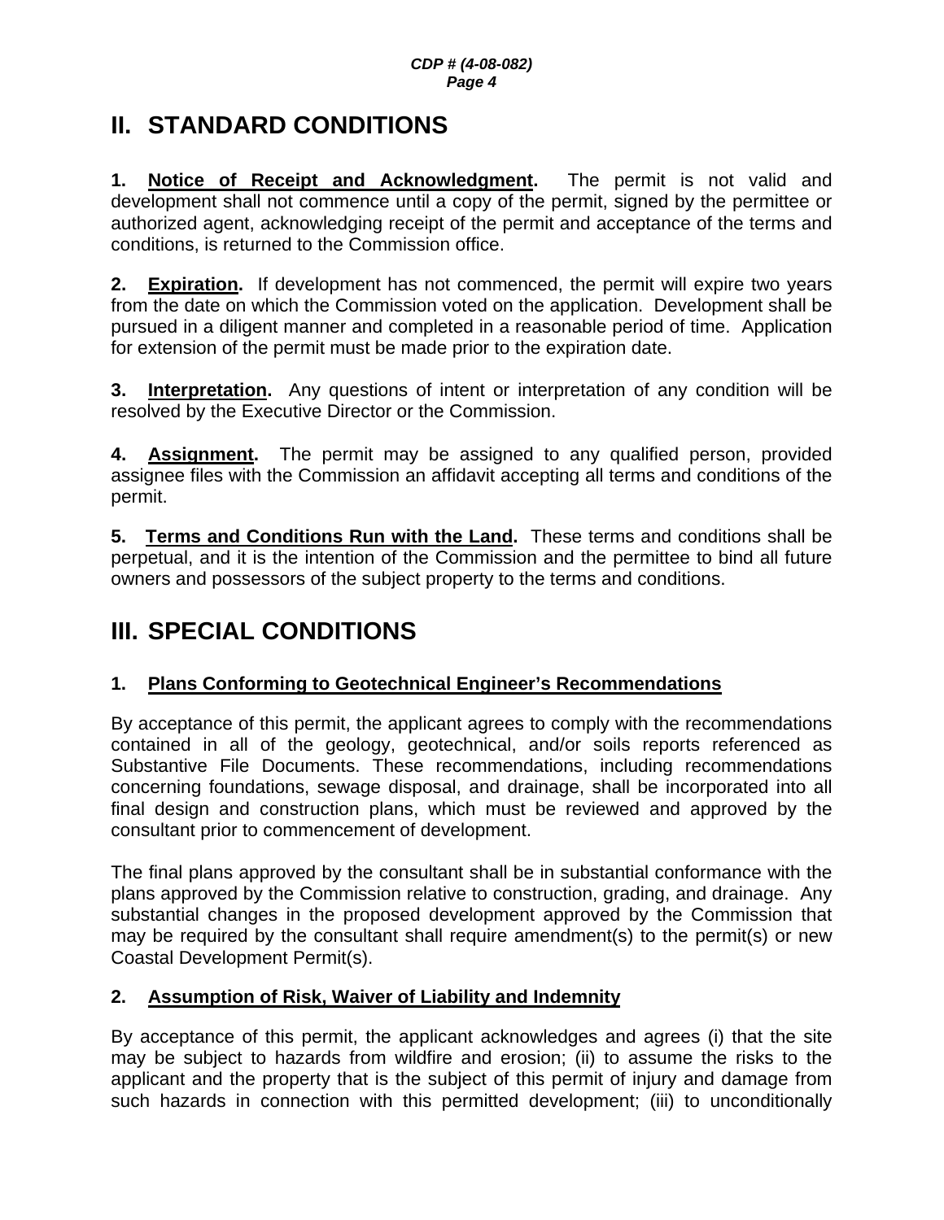# II. STANDARD CONDITIONS

**1. Notice of Receipt and Acknowledgment.** The permit is not valid and development shall not commence until a copy of the permit, signed by the permittee or authorized agent, acknowledging receipt of the permit and acceptance of the terms and conditions, is returned to the Commission office.

**2. Expiration.** If development has not commenced, the permit will expire two years from the date on which the Commission voted on the application. Development shall be pursued in a diligent manner and completed in a reasonable period of time. Application for extension of the permit must be made prior to the expiration date.

**3. Interpretation.** Any questions of intent or interpretation of any condition will be resolved by the Executive Director or the Commission.

**4. Assignment.** The permit may be assigned to any qualified person, provided assignee files with the Commission an affidavit accepting all terms and conditions of the permit.

**5. Terms and Conditions Run with the Land.** These terms and conditions shall be perpetual, and it is the intention of the Commission and the permittee to bind all future owners and possessors of the subject property to the terms and conditions.

# III. SPECIAL CONDITIONS

### 1. Plans Conforming to Geotechnical Engineer's Recommendations

By acceptance of this permit, the applicant agrees to comply with the recommendations contained in all of the geology, geotechnical, and/or soils reports referenced as Substantive File Documents. These recommendations, including recommendations concerning foundations, sewage disposal, and drainage, shall be incorporated into all final design and construction plans, which must be reviewed and approved by the consultant prior to commencement of development.

The final plans approved by the consultant shall be in substantial conformance with the plans approved by the Commission relative to construction, grading, and drainage. Any substantial changes in the proposed development approved by the Commission that may be required by the consultant shall require amendment(s) to the permit(s) or new Coastal Development Permit(s).

### 2. Assumption of Risk, Waiver of Liability and Indemnity

By acceptance of this permit, the applicant acknowledges and agrees (i) that the site may be subject to hazards from wildfire and erosion; (ii) to assume the risks to the applicant and the property that is the subject of this permit of injury and damage from such hazards in connection with this permitted development; (iii) to unconditionally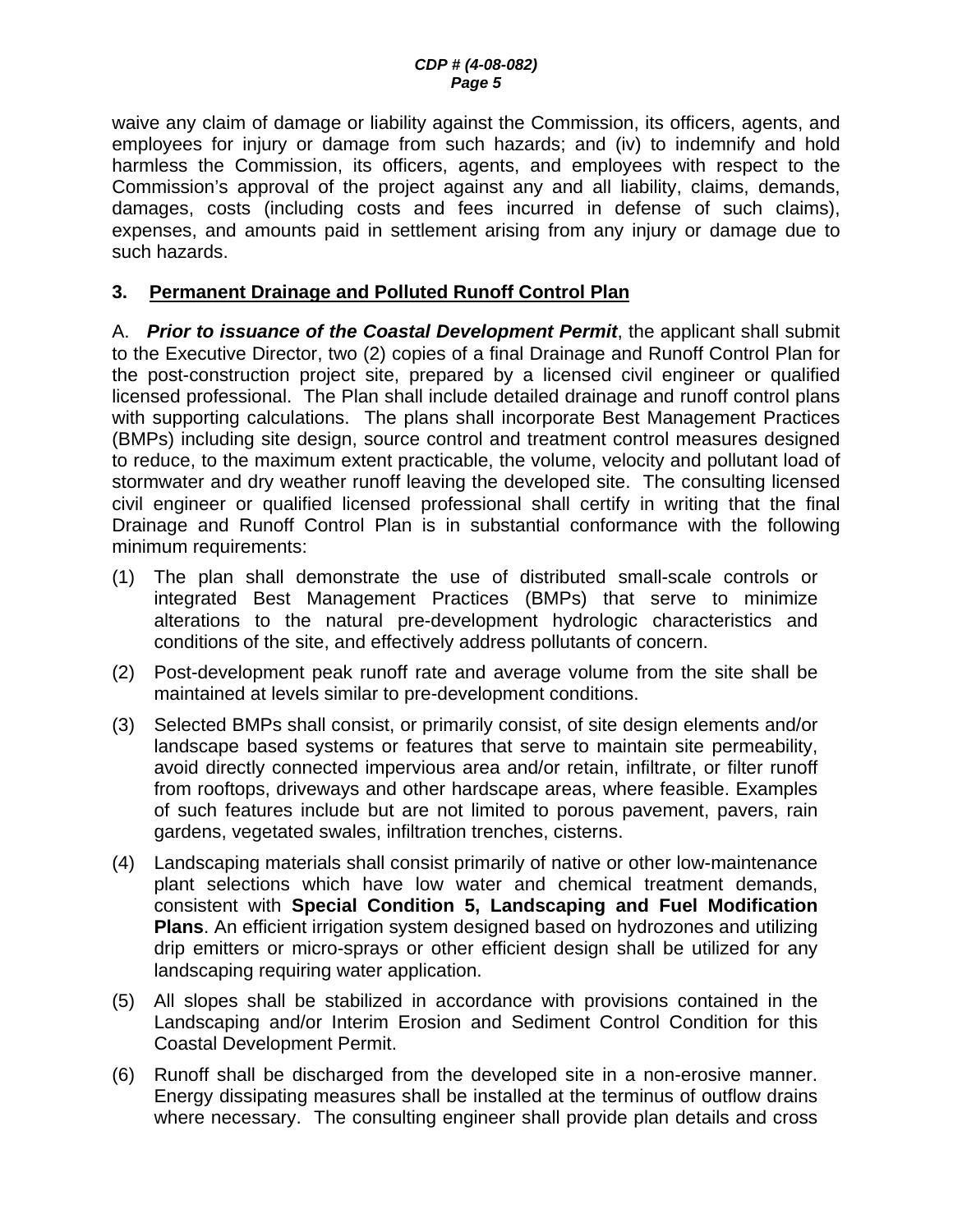waive any claim of damage or liability against the Commission, its officers, agents, and employees for injury or damage from such hazards; and (iv) to indemnify and hold harmless the Commission, its officers, agents, and employees with respect to the Commission's approval of the project against any and all liability, claims, demands, damages, costs (including costs and fees incurred in defense of such claims), expenses, and amounts paid in settlement arising from any injury or damage due to such hazards.

**3. <u>Permanent Drainage and Polluted Runoff Control Plan</u>**

A. ***Prior to issuance of the Coastal Development Permit***, the applicant shall submit to the Executive Director, two (2) copies of a final Drainage and Runoff Control Plan for the post-construction project site, prepared by a licensed civil engineer or qualified licensed professional. The Plan shall include detailed drainage and runoff control plans with supporting calculations. The plans shall incorporate Best Management Practices (BMPs) including site design, source control and treatment control measures designed to reduce, to the maximum extent practicable, the volume, velocity and pollutant load of stormwater and dry weather runoff leaving the developed site. The consulting licensed civil engineer or qualified licensed professional shall certify in writing that the final Drainage and Runoff Control Plan is in substantial conformance with the following minimum requirements:

(1) The plan shall demonstrate the use of distributed small-scale controls or integrated Best Management Practices (BMPs) that serve to minimize alterations to the natural pre-development hydrologic characteristics and conditions of the site, and effectively address pollutants of concern.

(2) Post-development peak runoff rate and average volume from the site shall be maintained at levels similar to pre-development conditions.

(3) Selected BMPs shall consist, or primarily consist, of site design elements and/or landscape based systems or features that serve to maintain site permeability, avoid directly connected impervious area and/or retain, infiltrate, or filter runoff from rooftops, driveways and other hardscape areas, where feasible. Examples of such features include but are not limited to porous pavement, pavers, rain gardens, vegetated swales, infiltration trenches, cisterns.

(4) Landscaping materials shall consist primarily of native or other low-maintenance plant selections which have low water and chemical treatment demands, consistent with **Special Condition 5, Landscaping and Fuel Modification Plans**. An efficient irrigation system designed based on hydrozones and utilizing drip emitters or micro-sprays or other efficient design shall be utilized for any landscaping requiring water application.

(5) All slopes shall be stabilized in accordance with provisions contained in the Landscaping and/or Interim Erosion and Sediment Control Condition for this Coastal Development Permit.

(6) Runoff shall be discharged from the developed site in a non-erosive manner. Energy dissipating measures shall be installed at the terminus of outflow drains where necessary. The consulting engineer shall provide plan details and cross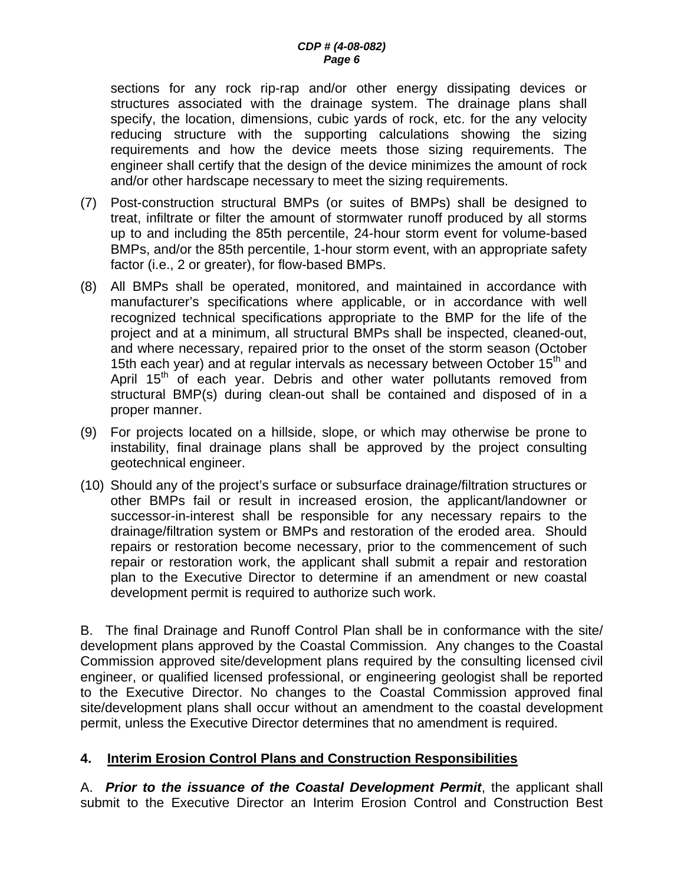sections for any rock rip-rap and/or other energy dissipating devices or structures associated with the drainage system. The drainage plans shall specify, the location, dimensions, cubic yards of rock, etc. for the any velocity reducing structure with the supporting calculations showing the sizing requirements and how the device meets those sizing requirements. The engineer shall certify that the design of the device minimizes the amount of rock and/or other hardscape necessary to meet the sizing requirements.

(7) Post-construction structural BMPs (or suites of BMPs) shall be designed to treat, infiltrate or filter the amount of stormwater runoff produced by all storms up to and including the 85th percentile, 24-hour storm event for volume-based BMPs, and/or the 85th percentile, 1-hour storm event, with an appropriate safety factor (i.e., 2 or greater), for flow-based BMPs.

(8) All BMPs shall be operated, monitored, and maintained in accordance with manufacturer's specifications where applicable, or in accordance with well recognized technical specifications appropriate to the BMP for the life of the project and at a minimum, all structural BMPs shall be inspected, cleaned-out, and where necessary, repaired prior to the onset of the storm season (October 15th each year) and at regular intervals as necessary between October 15th and April 15th of each year. Debris and other water pollutants removed from structural BMP(s) during clean-out shall be contained and disposed of in a proper manner.

(9) For projects located on a hillside, slope, or which may otherwise be prone to instability, final drainage plans shall be approved by the project consulting geotechnical engineer.

(10) Should any of the project's surface or subsurface drainage/filtration structures or other BMPs fail or result in increased erosion, the applicant/landowner or successor-in-interest shall be responsible for any necessary repairs to the drainage/filtration system or BMPs and restoration of the eroded area. Should repairs or restoration become necessary, prior to the commencement of such repair or restoration work, the applicant shall submit a repair and restoration plan to the Executive Director to determine if an amendment or new coastal development permit is required to authorize such work.

B. The final Drainage and Runoff Control Plan shall be in conformance with the site/ development plans approved by the Coastal Commission. Any changes to the Coastal Commission approved site/development plans required by the consulting licensed civil engineer, or qualified licensed professional, or engineering geologist shall be reported to the Executive Director. No changes to the Coastal Commission approved final site/development plans shall occur without an amendment to the coastal development permit, unless the Executive Director determines that no amendment is required.

## 4. Interim Erosion Control Plans and Construction Responsibilities

A. ***Prior to the issuance of the Coastal Development Permit***, the applicant shall submit to the Executive Director an Interim Erosion Control and Construction Best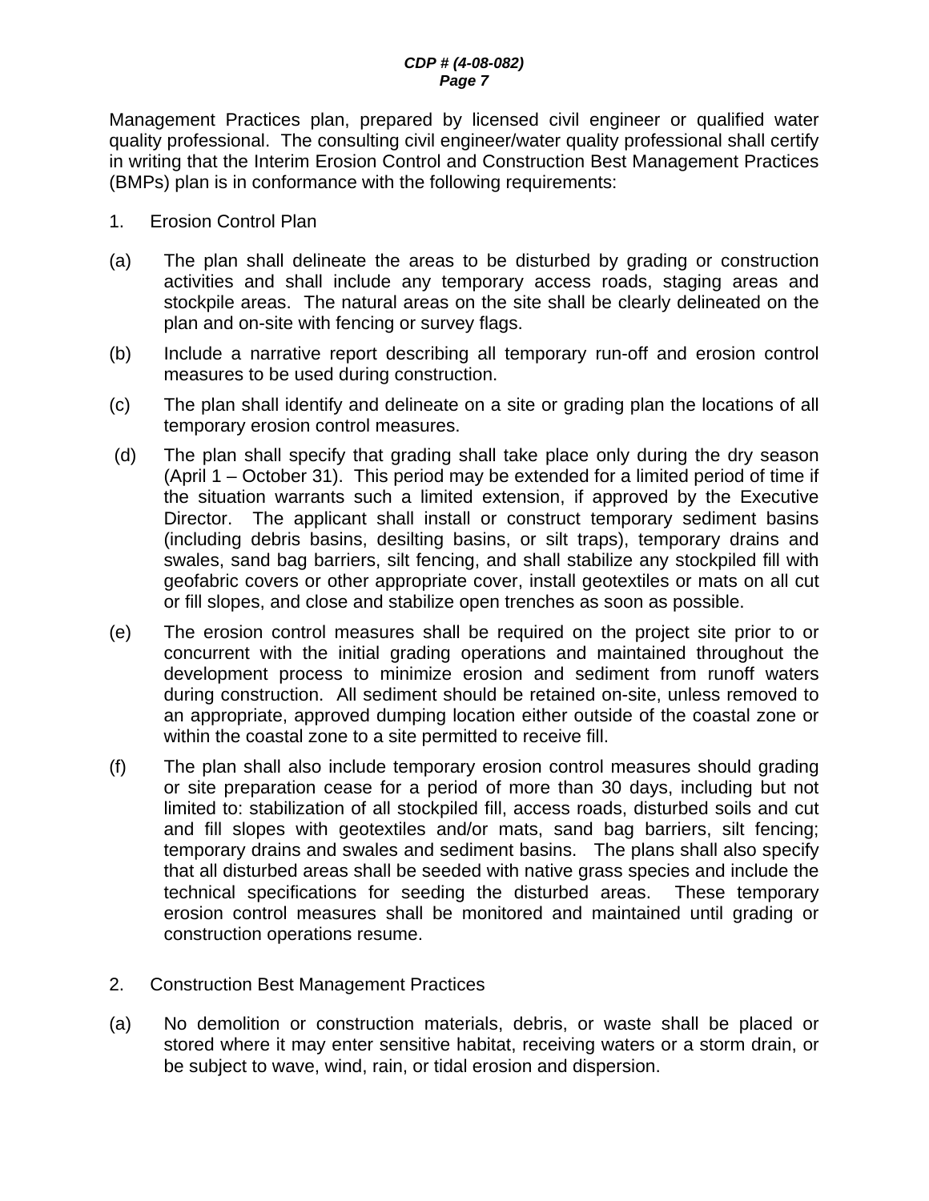Management Practices plan, prepared by licensed civil engineer or qualified water quality professional. The consulting civil engineer/water quality professional shall certify in writing that the Interim Erosion Control and Construction Best Management Practices (BMPs) plan is in conformance with the following requirements:

1. Erosion Control Plan

(a) The plan shall delineate the areas to be disturbed by grading or construction activities and shall include any temporary access roads, staging areas and stockpile areas. The natural areas on the site shall be clearly delineated on the plan and on-site with fencing or survey flags.

(b) Include a narrative report describing all temporary run-off and erosion control measures to be used during construction.

(c) The plan shall identify and delineate on a site or grading plan the locations of all temporary erosion control measures.

(d) The plan shall specify that grading shall take place only during the dry season (April 1 – October 31). This period may be extended for a limited period of time if the situation warrants such a limited extension, if approved by the Executive Director. The applicant shall install or construct temporary sediment basins (including debris basins, desilting basins, or silt traps), temporary drains and swales, sand bag barriers, silt fencing, and shall stabilize any stockpiled fill with geofabric covers or other appropriate cover, install geotextiles or mats on all cut or fill slopes, and close and stabilize open trenches as soon as possible.

(e) The erosion control measures shall be required on the project site prior to or concurrent with the initial grading operations and maintained throughout the development process to minimize erosion and sediment from runoff waters during construction. All sediment should be retained on-site, unless removed to an appropriate, approved dumping location either outside of the coastal zone or within the coastal zone to a site permitted to receive fill.

(f) The plan shall also include temporary erosion control measures should grading or site preparation cease for a period of more than 30 days, including but not limited to: stabilization of all stockpiled fill, access roads, disturbed soils and cut and fill slopes with geotextiles and/or mats, sand bag barriers, silt fencing; temporary drains and swales and sediment basins. The plans shall also specify that all disturbed areas shall be seeded with native grass species and include the technical specifications for seeding the disturbed areas. These temporary erosion control measures shall be monitored and maintained until grading or construction operations resume.

2. Construction Best Management Practices

(a) No demolition or construction materials, debris, or waste shall be placed or stored where it may enter sensitive habitat, receiving waters or a storm drain, or be subject to wave, wind, rain, or tidal erosion and dispersion.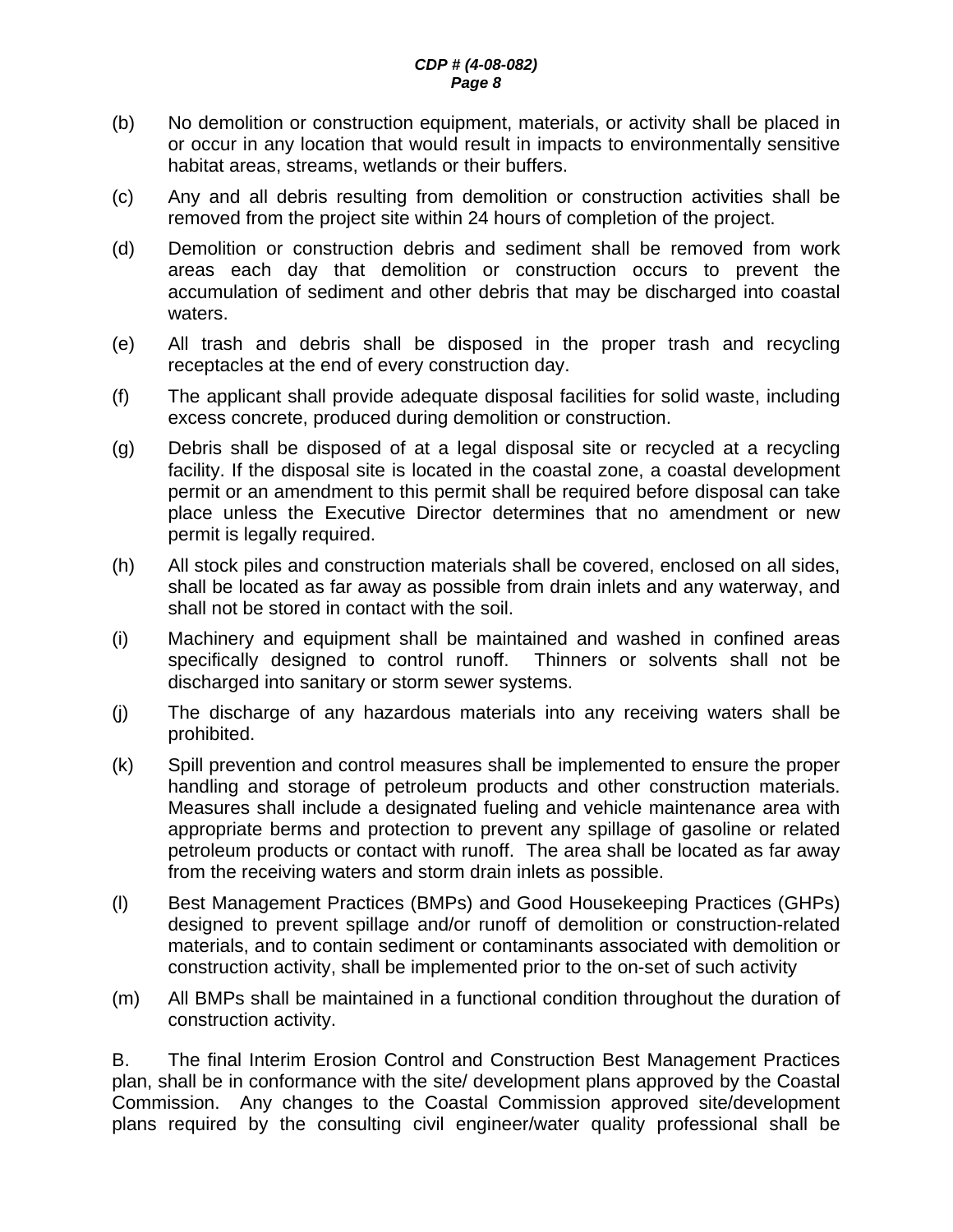(b) No demolition or construction equipment, materials, or activity shall be placed in or occur in any location that would result in impacts to environmentally sensitive habitat areas, streams, wetlands or their buffers.

(c) Any and all debris resulting from demolition or construction activities shall be removed from the project site within 24 hours of completion of the project.

(d) Demolition or construction debris and sediment shall be removed from work areas each day that demolition or construction occurs to prevent the accumulation of sediment and other debris that may be discharged into coastal waters.

(e) All trash and debris shall be disposed in the proper trash and recycling receptacles at the end of every construction day.

(f) The applicant shall provide adequate disposal facilities for solid waste, including excess concrete, produced during demolition or construction.

(g) Debris shall be disposed of at a legal disposal site or recycled at a recycling facility. If the disposal site is located in the coastal zone, a coastal development permit or an amendment to this permit shall be required before disposal can take place unless the Executive Director determines that no amendment or new permit is legally required.

(h) All stock piles and construction materials shall be covered, enclosed on all sides, shall be located as far away as possible from drain inlets and any waterway, and shall not be stored in contact with the soil.

(i) Machinery and equipment shall be maintained and washed in confined areas specifically designed to control runoff. Thinners or solvents shall not be discharged into sanitary or storm sewer systems.

(j) The discharge of any hazardous materials into any receiving waters shall be prohibited.

(k) Spill prevention and control measures shall be implemented to ensure the proper handling and storage of petroleum products and other construction materials. Measures shall include a designated fueling and vehicle maintenance area with appropriate berms and protection to prevent any spillage of gasoline or related petroleum products or contact with runoff. The area shall be located as far away from the receiving waters and storm drain inlets as possible.

(l) Best Management Practices (BMPs) and Good Housekeeping Practices (GHPs) designed to prevent spillage and/or runoff of demolition or construction-related materials, and to contain sediment or contaminants associated with demolition or construction activity, shall be implemented prior to the on-set of such activity

(m) All BMPs shall be maintained in a functional condition throughout the duration of construction activity.

B. The final Interim Erosion Control and Construction Best Management Practices plan, shall be in conformance with the site/ development plans approved by the Coastal Commission. Any changes to the Coastal Commission approved site/development plans required by the consulting civil engineer/water quality professional shall be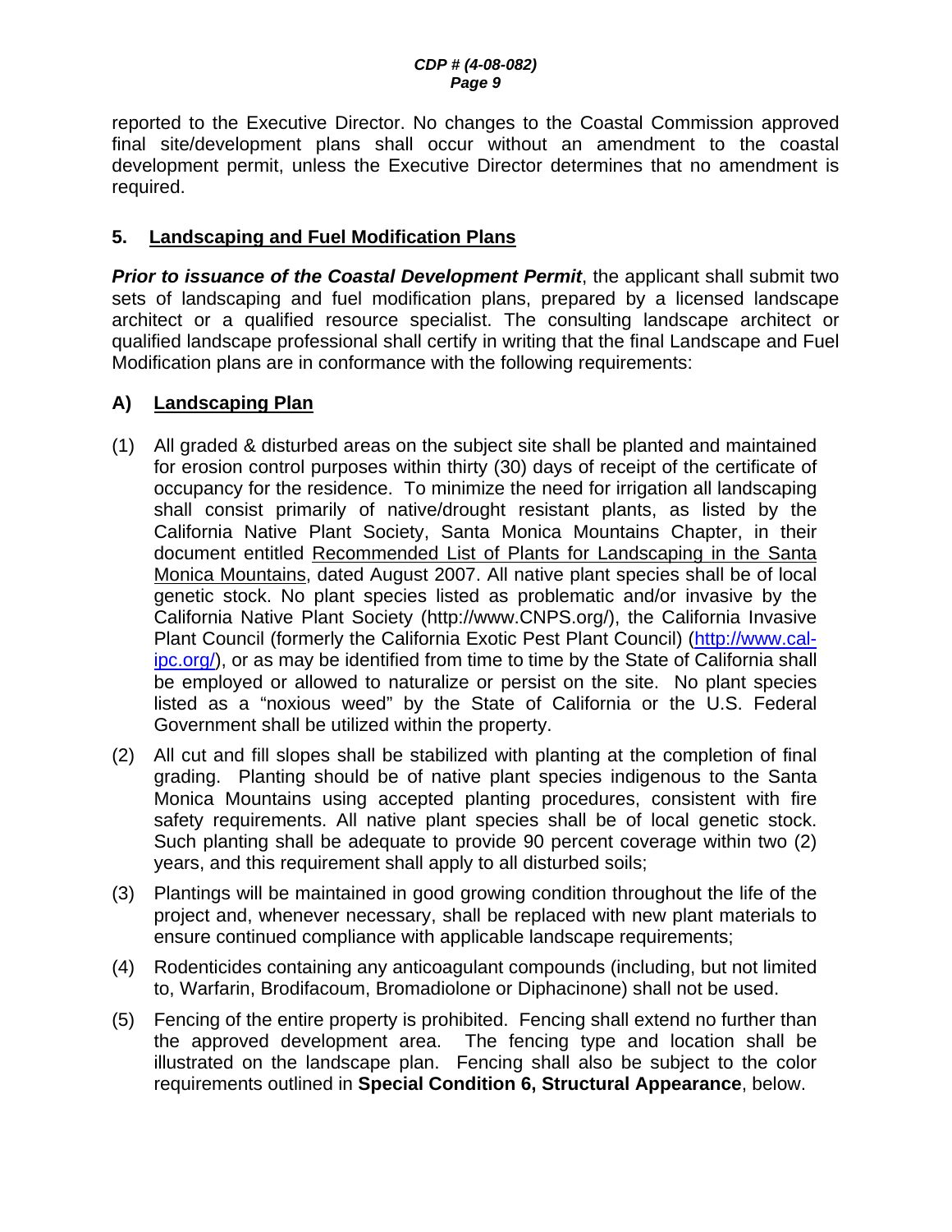reported to the Executive Director. No changes to the Coastal Commission approved final site/development plans shall occur without an amendment to the coastal development permit, unless the Executive Director determines that no amendment is required.

### 5. Landscaping and Fuel Modification Plans

***Prior to issuance of the Coastal Development Permit***, the applicant shall submit two sets of landscaping and fuel modification plans, prepared by a licensed landscape architect or a qualified resource specialist. The consulting landscape architect or qualified landscape professional shall certify in writing that the final Landscape and Fuel Modification plans are in conformance with the following requirements:

#### A) Landscaping Plan

(1) All graded & disturbed areas on the subject site shall be planted and maintained for erosion control purposes within thirty (30) days of receipt of the certificate of occupancy for the residence. To minimize the need for irrigation all landscaping shall consist primarily of native/drought resistant plants, as listed by the California Native Plant Society, Santa Monica Mountains Chapter, in their document entitled Recommended List of Plants for Landscaping in the Santa Monica Mountains, dated August 2007. All native plant species shall be of local genetic stock. No plant species listed as problematic and/or invasive by the California Native Plant Society (http://www.CNPS.org/), the California Invasive Plant Council (formerly the California Exotic Pest Plant Council) (http://www.cal-ipc.org/), or as may be identified from time to time by the State of California shall be employed or allowed to naturalize or persist on the site. No plant species listed as a "noxious weed" by the State of California or the U.S. Federal Government shall be utilized within the property.

(2) All cut and fill slopes shall be stabilized with planting at the completion of final grading. Planting should be of native plant species indigenous to the Santa Monica Mountains using accepted planting procedures, consistent with fire safety requirements. All native plant species shall be of local genetic stock. Such planting shall be adequate to provide 90 percent coverage within two (2) years, and this requirement shall apply to all disturbed soils;

(3) Plantings will be maintained in good growing condition throughout the life of the project and, whenever necessary, shall be replaced with new plant materials to ensure continued compliance with applicable landscape requirements;

(4) Rodenticides containing any anticoagulant compounds (including, but not limited to, Warfarin, Brodifacoum, Bromadiolone or Diphacinone) shall not be used.

(5) Fencing of the entire property is prohibited. Fencing shall extend no further than the approved development area. The fencing type and location shall be illustrated on the landscape plan. Fencing shall also be subject to the color requirements outlined in **Special Condition 6, Structural Appearance**, below.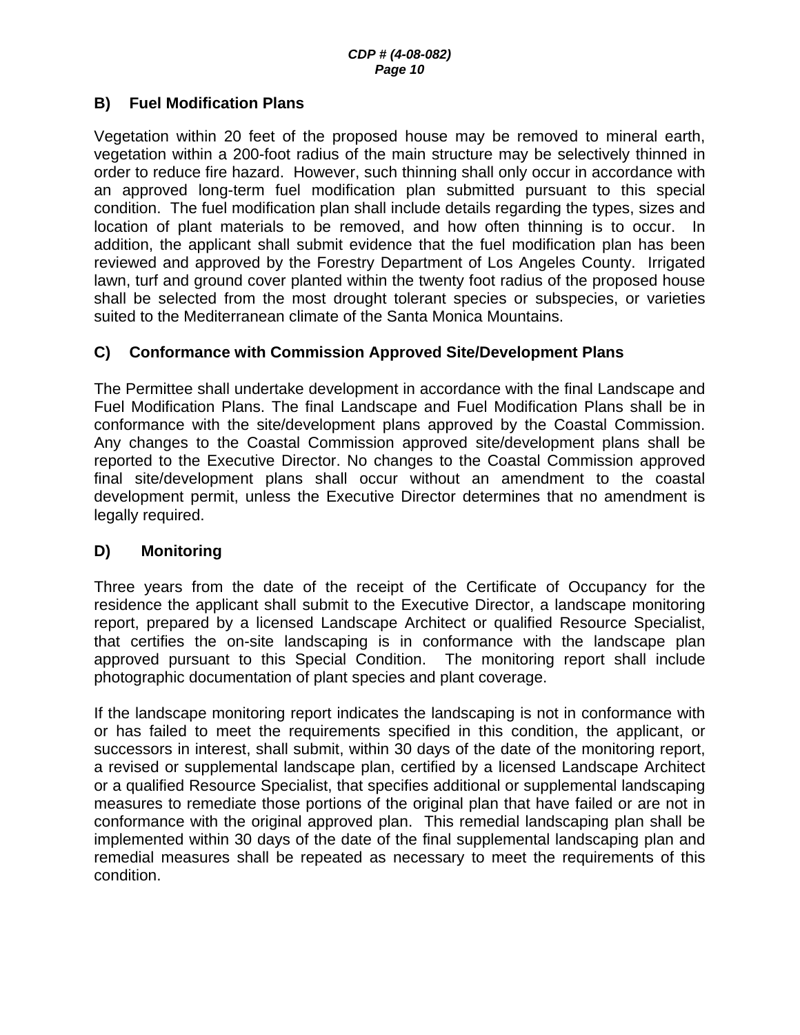### B) Fuel Modification Plans

Vegetation within 20 feet of the proposed house may be removed to mineral earth, vegetation within a 200-foot radius of the main structure may be selectively thinned in order to reduce fire hazard. However, such thinning shall only occur in accordance with an approved long-term fuel modification plan submitted pursuant to this special condition. The fuel modification plan shall include details regarding the types, sizes and location of plant materials to be removed, and how often thinning is to occur. In addition, the applicant shall submit evidence that the fuel modification plan has been reviewed and approved by the Forestry Department of Los Angeles County. Irrigated lawn, turf and ground cover planted within the twenty foot radius of the proposed house shall be selected from the most drought tolerant species or subspecies, or varieties suited to the Mediterranean climate of the Santa Monica Mountains.

### C) Conformance with Commission Approved Site/Development Plans

The Permittee shall undertake development in accordance with the final Landscape and Fuel Modification Plans. The final Landscape and Fuel Modification Plans shall be in conformance with the site/development plans approved by the Coastal Commission. Any changes to the Coastal Commission approved site/development plans shall be reported to the Executive Director. No changes to the Coastal Commission approved final site/development plans shall occur without an amendment to the coastal development permit, unless the Executive Director determines that no amendment is legally required.

### D) Monitoring

Three years from the date of the receipt of the Certificate of Occupancy for the residence the applicant shall submit to the Executive Director, a landscape monitoring report, prepared by a licensed Landscape Architect or qualified Resource Specialist, that certifies the on-site landscaping is in conformance with the landscape plan approved pursuant to this Special Condition. The monitoring report shall include photographic documentation of plant species and plant coverage.

If the landscape monitoring report indicates the landscaping is not in conformance with or has failed to meet the requirements specified in this condition, the applicant, or successors in interest, shall submit, within 30 days of the date of the monitoring report, a revised or supplemental landscape plan, certified by a licensed Landscape Architect or a qualified Resource Specialist, that specifies additional or supplemental landscaping measures to remediate those portions of the original plan that have failed or are not in conformance with the original approved plan. This remedial landscaping plan shall be implemented within 30 days of the date of the final supplemental landscaping plan and remedial measures shall be repeated as necessary to meet the requirements of this condition.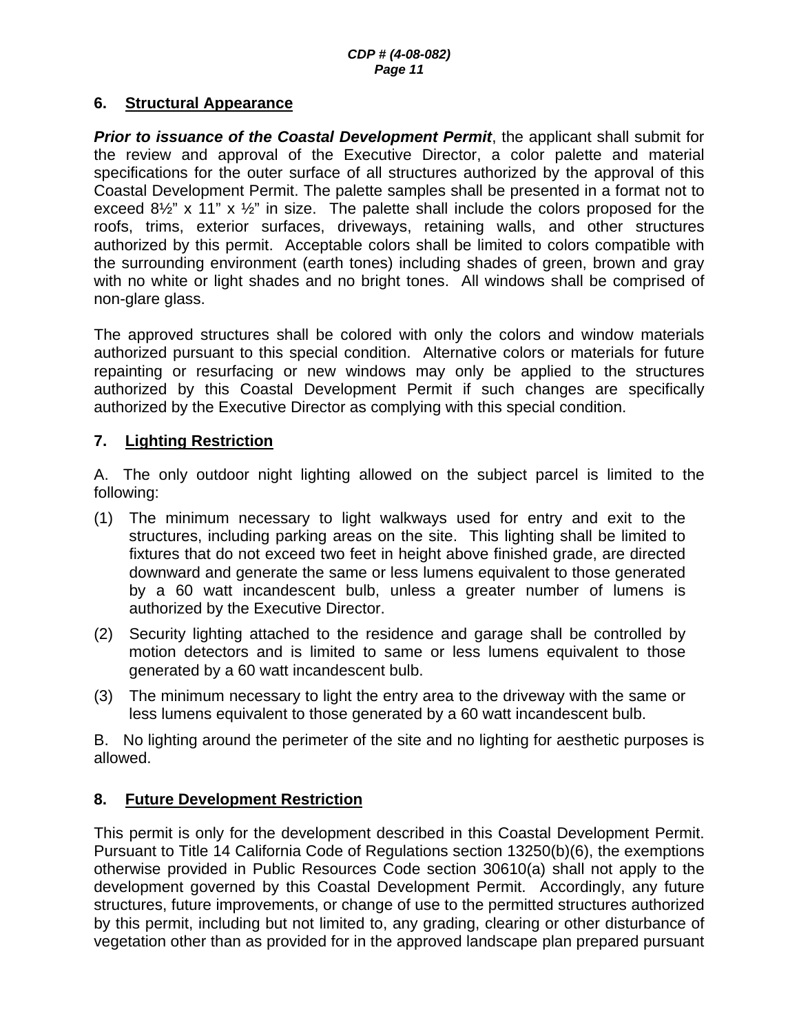**6. Structural Appearance**

***Prior to issuance of the Coastal Development Permit***, the applicant shall submit for the review and approval of the Executive Director, a color palette and material specifications for the outer surface of all structures authorized by the approval of this Coastal Development Permit. The palette samples shall be presented in a format not to exceed 8½" x 11" x ½" in size. The palette shall include the colors proposed for the roofs, trims, exterior surfaces, driveways, retaining walls, and other structures authorized by this permit. Acceptable colors shall be limited to colors compatible with the surrounding environment (earth tones) including shades of green, brown and gray with no white or light shades and no bright tones. All windows shall be comprised of non-glare glass.

The approved structures shall be colored with only the colors and window materials authorized pursuant to this special condition. Alternative colors or materials for future repainting or resurfacing or new windows may only be applied to the structures authorized by this Coastal Development Permit if such changes are specifically authorized by the Executive Director as complying with this special condition.

**7. Lighting Restriction**

A. The only outdoor night lighting allowed on the subject parcel is limited to the following:

(1) The minimum necessary to light walkways used for entry and exit to the structures, including parking areas on the site. This lighting shall be limited to fixtures that do not exceed two feet in height above finished grade, are directed downward and generate the same or less lumens equivalent to those generated by a 60 watt incandescent bulb, unless a greater number of lumens is authorized by the Executive Director.

(2) Security lighting attached to the residence and garage shall be controlled by motion detectors and is limited to same or less lumens equivalent to those generated by a 60 watt incandescent bulb.

(3) The minimum necessary to light the entry area to the driveway with the same or less lumens equivalent to those generated by a 60 watt incandescent bulb.

B. No lighting around the perimeter of the site and no lighting for aesthetic purposes is allowed.

**8. Future Development Restriction**

This permit is only for the development described in this Coastal Development Permit. Pursuant to Title 14 California Code of Regulations section 13250(b)(6), the exemptions otherwise provided in Public Resources Code section 30610(a) shall not apply to the development governed by this Coastal Development Permit. Accordingly, any future structures, future improvements, or change of use to the permitted structures authorized by this permit, including but not limited to, any grading, clearing or other disturbance of vegetation other than as provided for in the approved landscape plan prepared pursuant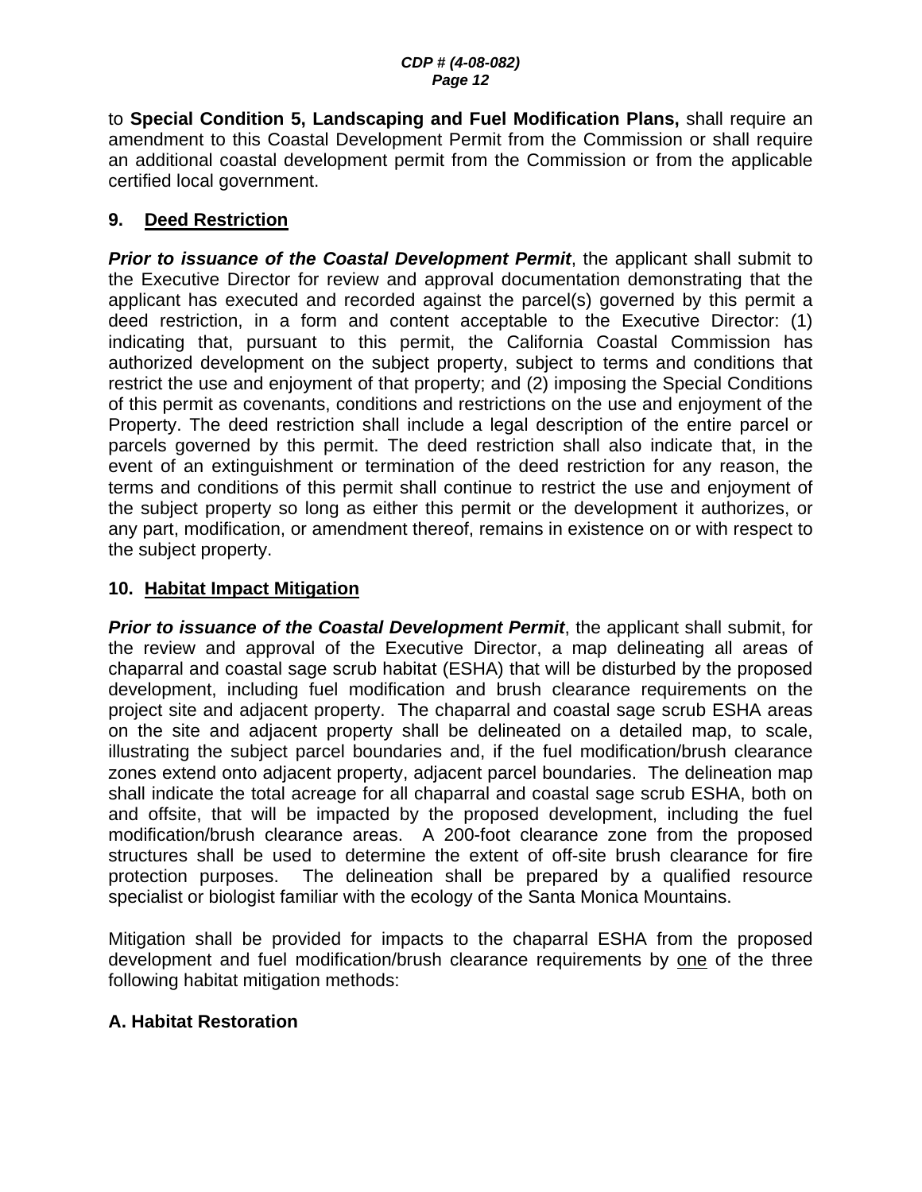to **Special Condition 5, Landscaping and Fuel Modification Plans,** shall require an amendment to this Coastal Development Permit from the Commission or shall require an additional coastal development permit from the Commission or from the applicable certified local government.

## 9. <u>Deed Restriction</u>

***Prior to issuance of the Coastal Development Permit***, the applicant shall submit to the Executive Director for review and approval documentation demonstrating that the applicant has executed and recorded against the parcel(s) governed by this permit a deed restriction, in a form and content acceptable to the Executive Director: (1) indicating that, pursuant to this permit, the California Coastal Commission has authorized development on the subject property, subject to terms and conditions that restrict the use and enjoyment of that property; and (2) imposing the Special Conditions of this permit as covenants, conditions and restrictions on the use and enjoyment of the Property. The deed restriction shall include a legal description of the entire parcel or parcels governed by this permit. The deed restriction shall also indicate that, in the event of an extinguishment or termination of the deed restriction for any reason, the terms and conditions of this permit shall continue to restrict the use and enjoyment of the subject property so long as either this permit or the development it authorizes, or any part, modification, or amendment thereof, remains in existence on or with respect to the subject property.

## 10. <u>Habitat Impact Mitigation</u>

***Prior to issuance of the Coastal Development Permit***, the applicant shall submit, for the review and approval of the Executive Director, a map delineating all areas of chaparral and coastal sage scrub habitat (ESHA) that will be disturbed by the proposed development, including fuel modification and brush clearance requirements on the project site and adjacent property. The chaparral and coastal sage scrub ESHA areas on the site and adjacent property shall be delineated on a detailed map, to scale, illustrating the subject parcel boundaries and, if the fuel modification/brush clearance zones extend onto adjacent property, adjacent parcel boundaries. The delineation map shall indicate the total acreage for all chaparral and coastal sage scrub ESHA, both on and offsite, that will be impacted by the proposed development, including the fuel modification/brush clearance areas. A 200-foot clearance zone from the proposed structures shall be used to determine the extent of off-site brush clearance for fire protection purposes. The delineation shall be prepared by a qualified resource specialist or biologist familiar with the ecology of the Santa Monica Mountains.

Mitigation shall be provided for impacts to the chaparral ESHA from the proposed development and fuel modification/brush clearance requirements by <u>one</u> of the three following habitat mitigation methods:

### A. Habitat Restoration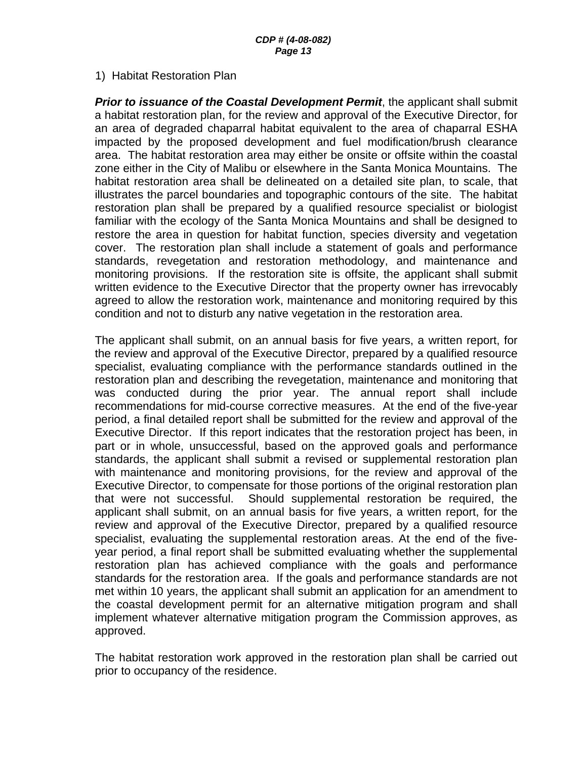1) Habitat Restoration Plan

***Prior to issuance of the Coastal Development Permit***, the applicant shall submit a habitat restoration plan, for the review and approval of the Executive Director, for an area of degraded chaparral habitat equivalent to the area of chaparral ESHA impacted by the proposed development and fuel modification/brush clearance area. The habitat restoration area may either be onsite or offsite within the coastal zone either in the City of Malibu or elsewhere in the Santa Monica Mountains. The habitat restoration area shall be delineated on a detailed site plan, to scale, that illustrates the parcel boundaries and topographic contours of the site. The habitat restoration plan shall be prepared by a qualified resource specialist or biologist familiar with the ecology of the Santa Monica Mountains and shall be designed to restore the area in question for habitat function, species diversity and vegetation cover. The restoration plan shall include a statement of goals and performance standards, revegetation and restoration methodology, and maintenance and monitoring provisions. If the restoration site is offsite, the applicant shall submit written evidence to the Executive Director that the property owner has irrevocably agreed to allow the restoration work, maintenance and monitoring required by this condition and not to disturb any native vegetation in the restoration area.

The applicant shall submit, on an annual basis for five years, a written report, for the review and approval of the Executive Director, prepared by a qualified resource specialist, evaluating compliance with the performance standards outlined in the restoration plan and describing the revegetation, maintenance and monitoring that was conducted during the prior year. The annual report shall include recommendations for mid-course corrective measures. At the end of the five-year period, a final detailed report shall be submitted for the review and approval of the Executive Director. If this report indicates that the restoration project has been, in part or in whole, unsuccessful, based on the approved goals and performance standards, the applicant shall submit a revised or supplemental restoration plan with maintenance and monitoring provisions, for the review and approval of the Executive Director, to compensate for those portions of the original restoration plan that were not successful. Should supplemental restoration be required, the applicant shall submit, on an annual basis for five years, a written report, for the review and approval of the Executive Director, prepared by a qualified resource specialist, evaluating the supplemental restoration areas. At the end of the five-year period, a final report shall be submitted evaluating whether the supplemental restoration plan has achieved compliance with the goals and performance standards for the restoration area. If the goals and performance standards are not met within 10 years, the applicant shall submit an application for an amendment to the coastal development permit for an alternative mitigation program and shall implement whatever alternative mitigation program the Commission approves, as approved.

The habitat restoration work approved in the restoration plan shall be carried out prior to occupancy of the residence.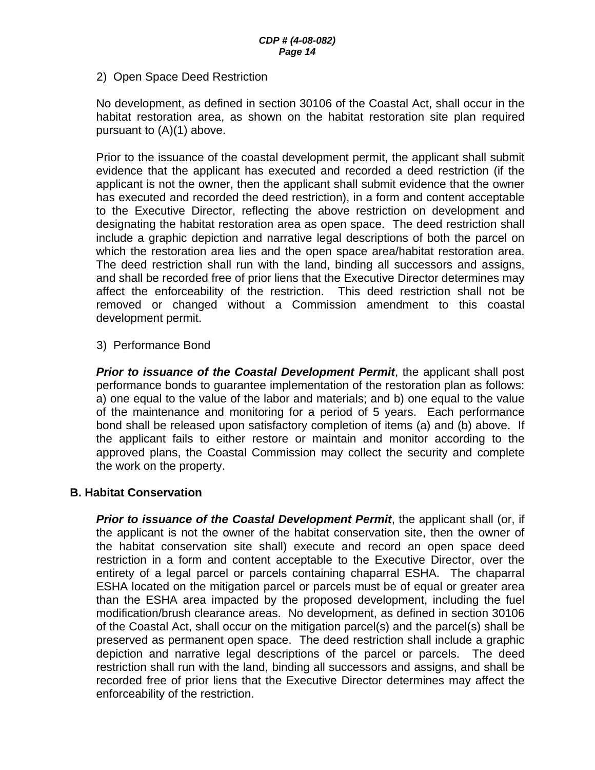2) Open Space Deed Restriction

No development, as defined in section 30106 of the Coastal Act, shall occur in the habitat restoration area, as shown on the habitat restoration site plan required pursuant to (A)(1) above.

Prior to the issuance of the coastal development permit, the applicant shall submit evidence that the applicant has executed and recorded a deed restriction (if the applicant is not the owner, then the applicant shall submit evidence that the owner has executed and recorded the deed restriction), in a form and content acceptable to the Executive Director, reflecting the above restriction on development and designating the habitat restoration area as open space. The deed restriction shall include a graphic depiction and narrative legal descriptions of both the parcel on which the restoration area lies and the open space area/habitat restoration area. The deed restriction shall run with the land, binding all successors and assigns, and shall be recorded free of prior liens that the Executive Director determines may affect the enforceability of the restriction. This deed restriction shall not be removed or changed without a Commission amendment to this coastal development permit.

3) Performance Bond

***Prior to issuance of the Coastal Development Permit***, the applicant shall post performance bonds to guarantee implementation of the restoration plan as follows: a) one equal to the value of the labor and materials; and b) one equal to the value of the maintenance and monitoring for a period of 5 years. Each performance bond shall be released upon satisfactory completion of items (a) and (b) above. If the applicant fails to either restore or maintain and monitor according to the approved plans, the Coastal Commission may collect the security and complete the work on the property.

**B. Habitat Conservation**

***Prior to issuance of the Coastal Development Permit***, the applicant shall (or, if the applicant is not the owner of the habitat conservation site, then the owner of the habitat conservation site shall) execute and record an open space deed restriction in a form and content acceptable to the Executive Director, over the entirety of a legal parcel or parcels containing chaparral ESHA. The chaparral ESHA located on the mitigation parcel or parcels must be of equal or greater area than the ESHA area impacted by the proposed development, including the fuel modification/brush clearance areas. No development, as defined in section 30106 of the Coastal Act, shall occur on the mitigation parcel(s) and the parcel(s) shall be preserved as permanent open space. The deed restriction shall include a graphic depiction and narrative legal descriptions of the parcel or parcels. The deed restriction shall run with the land, binding all successors and assigns, and shall be recorded free of prior liens that the Executive Director determines may affect the enforceability of the restriction.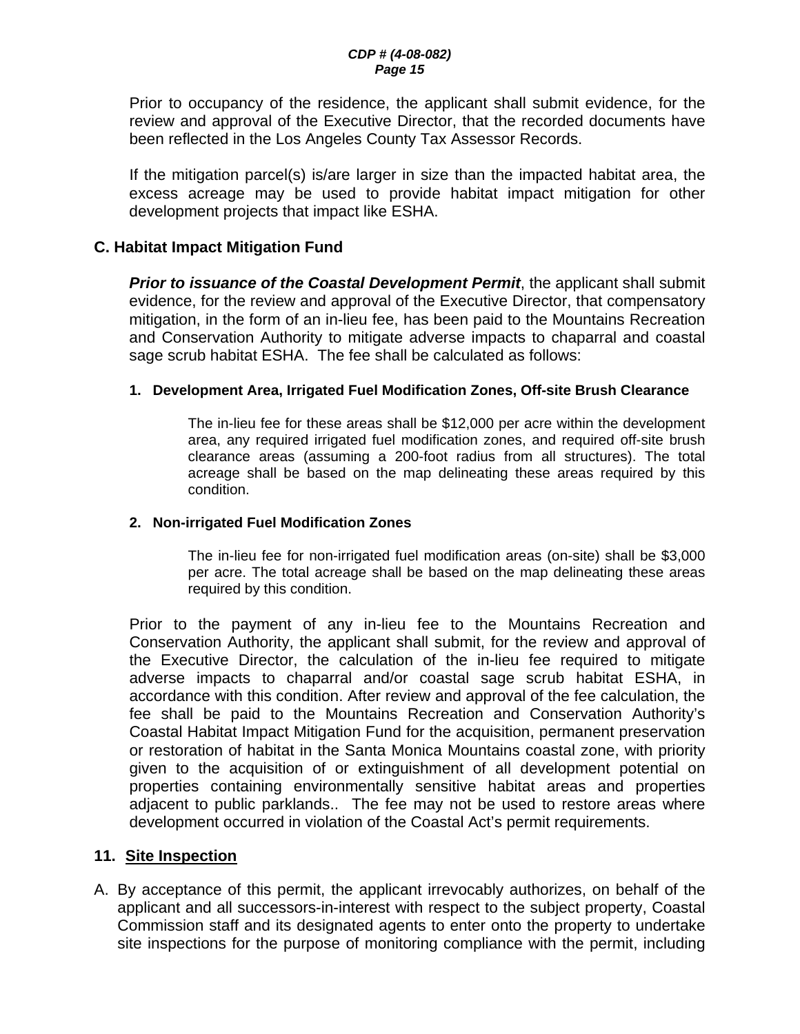Prior to occupancy of the residence, the applicant shall submit evidence, for the review and approval of the Executive Director, that the recorded documents have been reflected in the Los Angeles County Tax Assessor Records.

If the mitigation parcel(s) is/are larger in size than the impacted habitat area, the excess acreage may be used to provide habitat impact mitigation for other development projects that impact like ESHA.

### C. Habitat Impact Mitigation Fund

***Prior to issuance of the Coastal Development Permit***, the applicant shall submit evidence, for the review and approval of the Executive Director, that compensatory mitigation, in the form of an in-lieu fee, has been paid to the Mountains Recreation and Conservation Authority to mitigate adverse impacts to chaparral and coastal sage scrub habitat ESHA. The fee shall be calculated as follows:

**1. Development Area, Irrigated Fuel Modification Zones, Off-site Brush Clearance**

The in-lieu fee for these areas shall be $12,000 per acre within the development area, any required irrigated fuel modification zones, and required off-site brush clearance areas (assuming a 200-foot radius from all structures). The total acreage shall be based on the map delineating these areas required by this condition.

**2. Non-irrigated Fuel Modification Zones**

The in-lieu fee for non-irrigated fuel modification areas (on-site) shall be $3,000 per acre. The total acreage shall be based on the map delineating these areas required by this condition.

Prior to the payment of any in-lieu fee to the Mountains Recreation and Conservation Authority, the applicant shall submit, for the review and approval of the Executive Director, the calculation of the in-lieu fee required to mitigate adverse impacts to chaparral and/or coastal sage scrub habitat ESHA, in accordance with this condition. After review and approval of the fee calculation, the fee shall be paid to the Mountains Recreation and Conservation Authority's Coastal Habitat Impact Mitigation Fund for the acquisition, permanent preservation or restoration of habitat in the Santa Monica Mountains coastal zone, with priority given to the acquisition of or extinguishment of all development potential on properties containing environmentally sensitive habitat areas and properties adjacent to public parklands.. The fee may not be used to restore areas where development occurred in violation of the Coastal Act's permit requirements.

## 11. Site Inspection

A. By acceptance of this permit, the applicant irrevocably authorizes, on behalf of the applicant and all successors-in-interest with respect to the subject property, Coastal Commission staff and its designated agents to enter onto the property to undertake site inspections for the purpose of monitoring compliance with the permit, including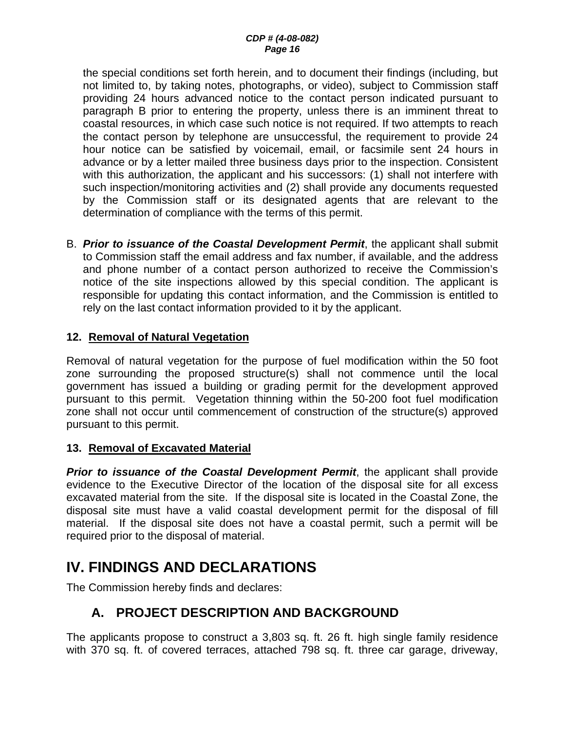the special conditions set forth herein, and to document their findings (including, but not limited to, by taking notes, photographs, or video), subject to Commission staff providing 24 hours advanced notice to the contact person indicated pursuant to paragraph B prior to entering the property, unless there is an imminent threat to coastal resources, in which case such notice is not required. If two attempts to reach the contact person by telephone are unsuccessful, the requirement to provide 24 hour notice can be satisfied by voicemail, email, or facsimile sent 24 hours in advance or by a letter mailed three business days prior to the inspection. Consistent with this authorization, the applicant and his successors: (1) shall not interfere with such inspection/monitoring activities and (2) shall provide any documents requested by the Commission staff or its designated agents that are relevant to the determination of compliance with the terms of this permit.

B. ***Prior to issuance of the Coastal Development Permit***, the applicant shall submit to Commission staff the email address and fax number, if available, and the address and phone number of a contact person authorized to receive the Commission's notice of the site inspections allowed by this special condition. The applicant is responsible for updating this contact information, and the Commission is entitled to rely on the last contact information provided to it by the applicant.

**12. Removal of Natural Vegetation**

Removal of natural vegetation for the purpose of fuel modification within the 50 foot zone surrounding the proposed structure(s) shall not commence until the local government has issued a building or grading permit for the development approved pursuant to this permit. Vegetation thinning within the 50-200 foot fuel modification zone shall not occur until commencement of construction of the structure(s) approved pursuant to this permit.

**13. Removal of Excavated Material**

***Prior to issuance of the Coastal Development Permit***, the applicant shall provide evidence to the Executive Director of the location of the disposal site for all excess excavated material from the site. If the disposal site is located in the Coastal Zone, the disposal site must have a valid coastal development permit for the disposal of fill material. If the disposal site does not have a coastal permit, such a permit will be required prior to the disposal of material.

# IV. FINDINGS AND DECLARATIONS

The Commission hereby finds and declares:

## A. PROJECT DESCRIPTION AND BACKGROUND

The applicants propose to construct a 3,803 sq. ft. 26 ft. high single family residence with 370 sq. ft. of covered terraces, attached 798 sq. ft. three car garage, driveway,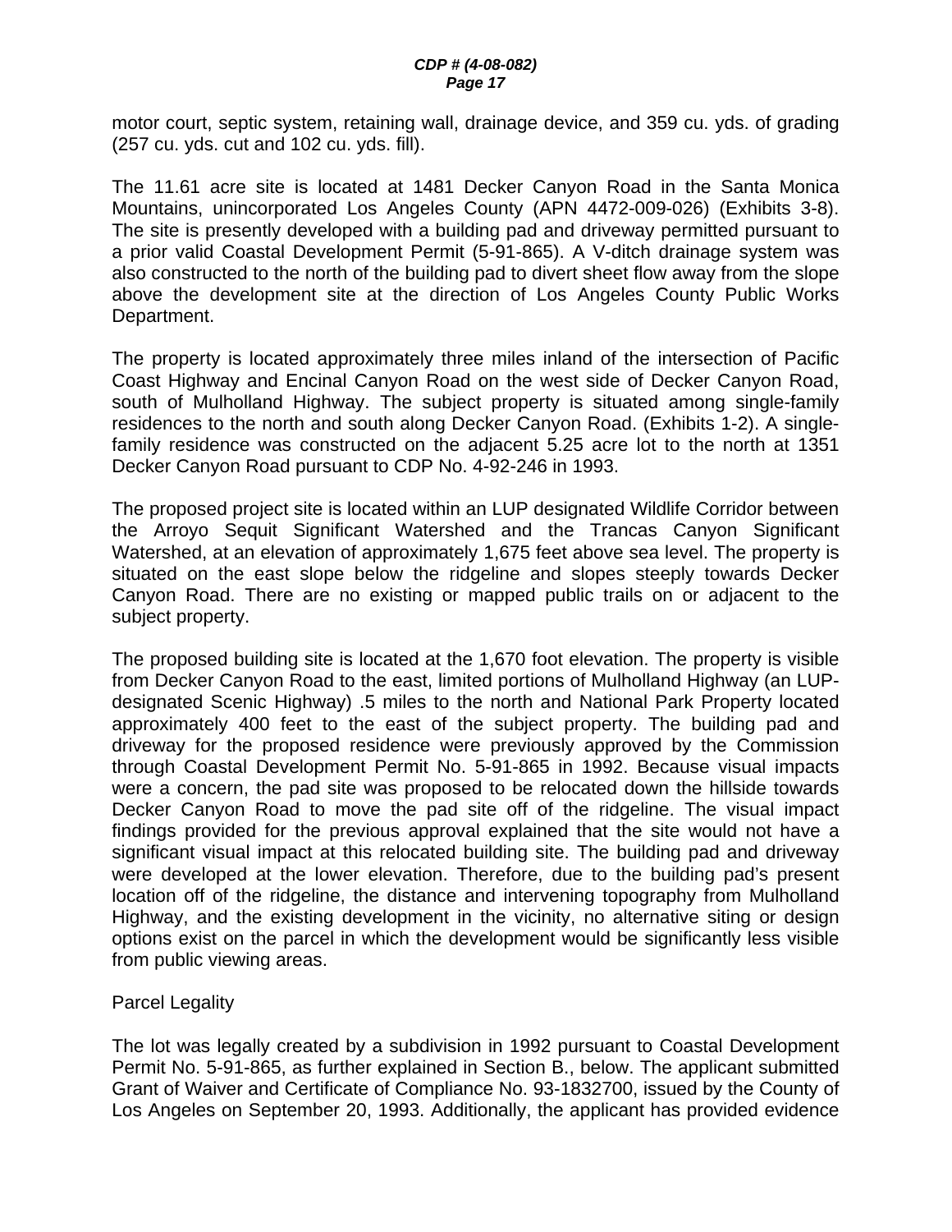motor court, septic system, retaining wall, drainage device, and 359 cu. yds. of grading (257 cu. yds. cut and 102 cu. yds. fill).

The 11.61 acre site is located at 1481 Decker Canyon Road in the Santa Monica Mountains, unincorporated Los Angeles County (APN 4472-009-026) (Exhibits 3-8). The site is presently developed with a building pad and driveway permitted pursuant to a prior valid Coastal Development Permit (5-91-865). A V-ditch drainage system was also constructed to the north of the building pad to divert sheet flow away from the slope above the development site at the direction of Los Angeles County Public Works Department.

The property is located approximately three miles inland of the intersection of Pacific Coast Highway and Encinal Canyon Road on the west side of Decker Canyon Road, south of Mulholland Highway. The subject property is situated among single-family residences to the north and south along Decker Canyon Road. (Exhibits 1-2). A single-family residence was constructed on the adjacent 5.25 acre lot to the north at 1351 Decker Canyon Road pursuant to CDP No. 4-92-246 in 1993.

The proposed project site is located within an LUP designated Wildlife Corridor between the Arroyo Sequit Significant Watershed and the Trancas Canyon Significant Watershed, at an elevation of approximately 1,675 feet above sea level. The property is situated on the east slope below the ridgeline and slopes steeply towards Decker Canyon Road. There are no existing or mapped public trails on or adjacent to the subject property.

The proposed building site is located at the 1,670 foot elevation. The property is visible from Decker Canyon Road to the east, limited portions of Mulholland Highway (an LUP-designated Scenic Highway) .5 miles to the north and National Park Property located approximately 400 feet to the east of the subject property. The building pad and driveway for the proposed residence were previously approved by the Commission through Coastal Development Permit No. 5-91-865 in 1992. Because visual impacts were a concern, the pad site was proposed to be relocated down the hillside towards Decker Canyon Road to move the pad site off of the ridgeline. The visual impact findings provided for the previous approval explained that the site would not have a significant visual impact at this relocated building site. The building pad and driveway were developed at the lower elevation. Therefore, due to the building pad's present location off of the ridgeline, the distance and intervening topography from Mulholland Highway, and the existing development in the vicinity, no alternative siting or design options exist on the parcel in which the development would be significantly less visible from public viewing areas.

Parcel Legality

The lot was legally created by a subdivision in 1992 pursuant to Coastal Development Permit No. 5-91-865, as further explained in Section B., below. The applicant submitted Grant of Waiver and Certificate of Compliance No. 93-1832700, issued by the County of Los Angeles on September 20, 1993. Additionally, the applicant has provided evidence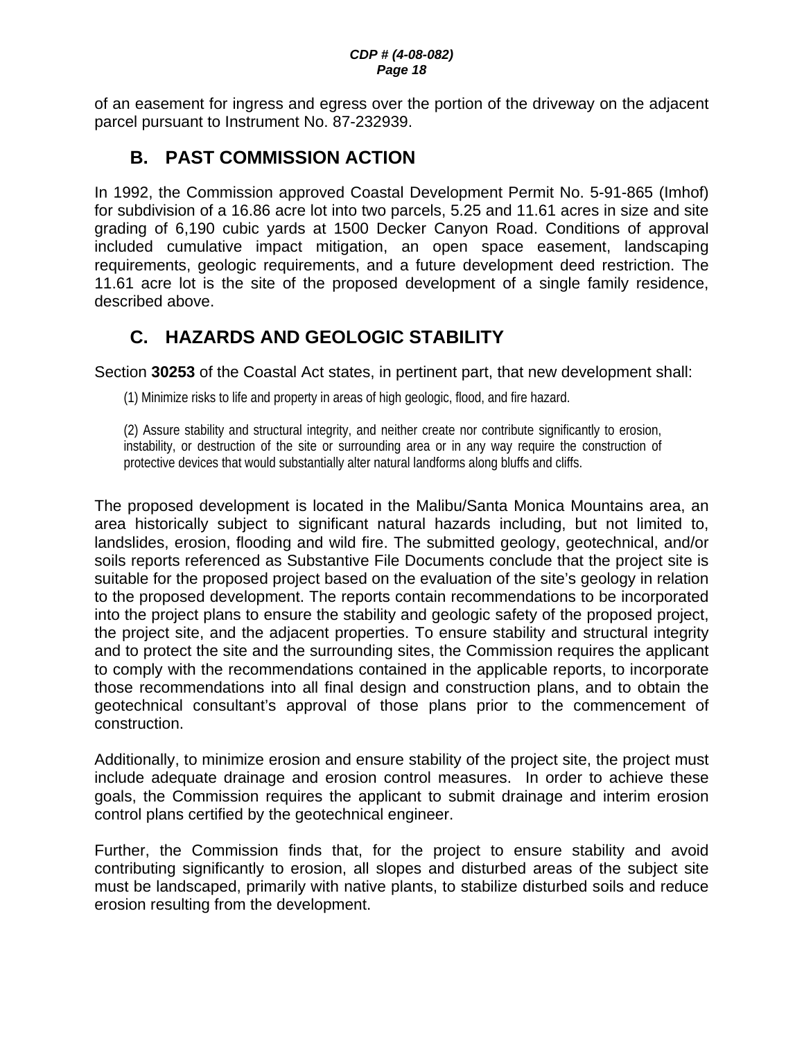of an easement for ingress and egress over the portion of the driveway on the adjacent parcel pursuant to Instrument No. 87-232939.

## B. PAST COMMISSION ACTION

In 1992, the Commission approved Coastal Development Permit No. 5-91-865 (Imhof) for subdivision of a 16.86 acre lot into two parcels, 5.25 and 11.61 acres in size and site grading of 6,190 cubic yards at 1500 Decker Canyon Road. Conditions of approval included cumulative impact mitigation, an open space easement, landscaping requirements, geologic requirements, and a future development deed restriction. The 11.61 acre lot is the site of the proposed development of a single family residence, described above.

## C. HAZARDS AND GEOLOGIC STABILITY

Section **30253** of the Coastal Act states, in pertinent part, that new development shall:

> (1) Minimize risks to life and property in areas of high geologic, flood, and fire hazard.
>
> (2) Assure stability and structural integrity, and neither create nor contribute significantly to erosion, instability, or destruction of the site or surrounding area or in any way require the construction of protective devices that would substantially alter natural landforms along bluffs and cliffs.

The proposed development is located in the Malibu/Santa Monica Mountains area, an area historically subject to significant natural hazards including, but not limited to, landslides, erosion, flooding and wild fire. The submitted geology, geotechnical, and/or soils reports referenced as Substantive File Documents conclude that the project site is suitable for the proposed project based on the evaluation of the site's geology in relation to the proposed development. The reports contain recommendations to be incorporated into the project plans to ensure the stability and geologic safety of the proposed project, the project site, and the adjacent properties. To ensure stability and structural integrity and to protect the site and the surrounding sites, the Commission requires the applicant to comply with the recommendations contained in the applicable reports, to incorporate those recommendations into all final design and construction plans, and to obtain the geotechnical consultant's approval of those plans prior to the commencement of construction.

Additionally, to minimize erosion and ensure stability of the project site, the project must include adequate drainage and erosion control measures. In order to achieve these goals, the Commission requires the applicant to submit drainage and interim erosion control plans certified by the geotechnical engineer.

Further, the Commission finds that, for the project to ensure stability and avoid contributing significantly to erosion, all slopes and disturbed areas of the subject site must be landscaped, primarily with native plants, to stabilize disturbed soils and reduce erosion resulting from the development.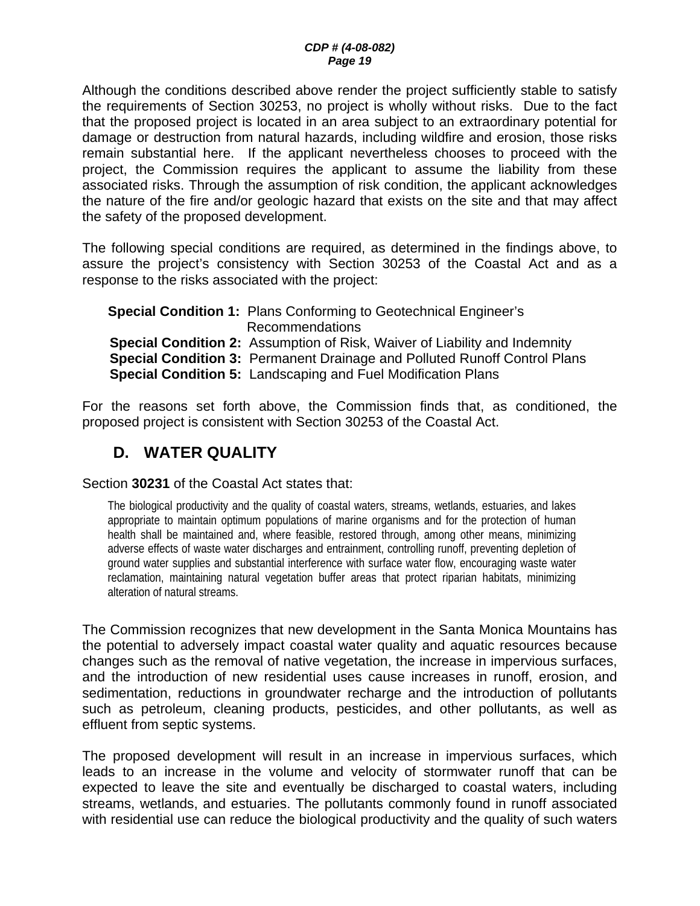Although the conditions described above render the project sufficiently stable to satisfy the requirements of Section 30253, no project is wholly without risks. Due to the fact that the proposed project is located in an area subject to an extraordinary potential for damage or destruction from natural hazards, including wildfire and erosion, those risks remain substantial here. If the applicant nevertheless chooses to proceed with the project, the Commission requires the applicant to assume the liability from these associated risks. Through the assumption of risk condition, the applicant acknowledges the nature of the fire and/or geologic hazard that exists on the site and that may affect the safety of the proposed development.

The following special conditions are required, as determined in the findings above, to assure the project's consistency with Section 30253 of the Coastal Act and as a response to the risks associated with the project:

**Special Condition 1:** Plans Conforming to Geotechnical Engineer's Recommendations
**Special Condition 2:** Assumption of Risk, Waiver of Liability and Indemnity
**Special Condition 3:** Permanent Drainage and Polluted Runoff Control Plans
**Special Condition 5:** Landscaping and Fuel Modification Plans

For the reasons set forth above, the Commission finds that, as conditioned, the proposed project is consistent with Section 30253 of the Coastal Act.

## D. WATER QUALITY

Section **30231** of the Coastal Act states that:

> The biological productivity and the quality of coastal waters, streams, wetlands, estuaries, and lakes appropriate to maintain optimum populations of marine organisms and for the protection of human health shall be maintained and, where feasible, restored through, among other means, minimizing adverse effects of waste water discharges and entrainment, controlling runoff, preventing depletion of ground water supplies and substantial interference with surface water flow, encouraging waste water reclamation, maintaining natural vegetation buffer areas that protect riparian habitats, minimizing alteration of natural streams.

The Commission recognizes that new development in the Santa Monica Mountains has the potential to adversely impact coastal water quality and aquatic resources because changes such as the removal of native vegetation, the increase in impervious surfaces, and the introduction of new residential uses cause increases in runoff, erosion, and sedimentation, reductions in groundwater recharge and the introduction of pollutants such as petroleum, cleaning products, pesticides, and other pollutants, as well as effluent from septic systems.

The proposed development will result in an increase in impervious surfaces, which leads to an increase in the volume and velocity of stormwater runoff that can be expected to leave the site and eventually be discharged to coastal waters, including streams, wetlands, and estuaries. The pollutants commonly found in runoff associated with residential use can reduce the biological productivity and the quality of such waters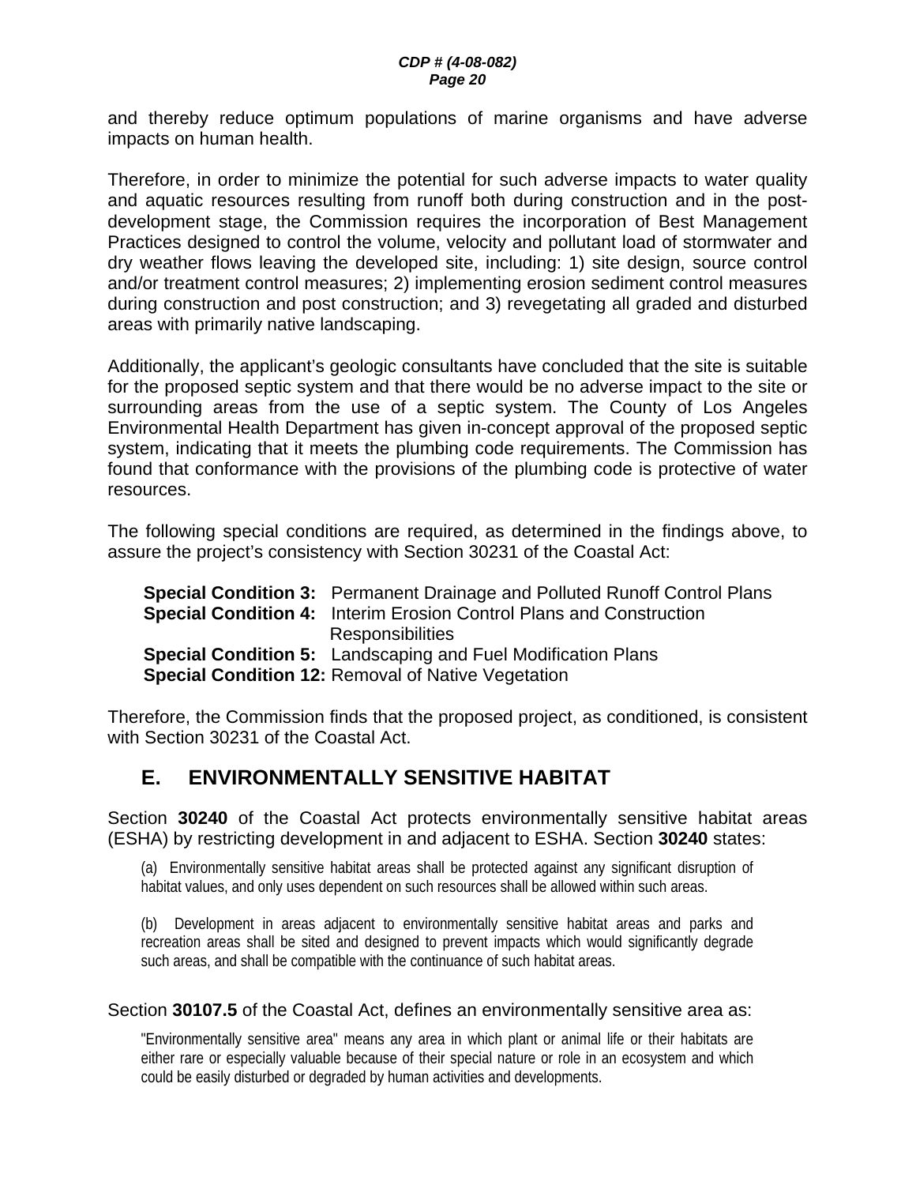and thereby reduce optimum populations of marine organisms and have adverse impacts on human health.

Therefore, in order to minimize the potential for such adverse impacts to water quality and aquatic resources resulting from runoff both during construction and in the post-development stage, the Commission requires the incorporation of Best Management Practices designed to control the volume, velocity and pollutant load of stormwater and dry weather flows leaving the developed site, including: 1) site design, source control and/or treatment control measures; 2) implementing erosion sediment control measures during construction and post construction; and 3) revegetating all graded and disturbed areas with primarily native landscaping.

Additionally, the applicant's geologic consultants have concluded that the site is suitable for the proposed septic system and that there would be no adverse impact to the site or surrounding areas from the use of a septic system. The County of Los Angeles Environmental Health Department has given in-concept approval of the proposed septic system, indicating that it meets the plumbing code requirements. The Commission has found that conformance with the provisions of the plumbing code is protective of water resources.

The following special conditions are required, as determined in the findings above, to assure the project's consistency with Section 30231 of the Coastal Act:

**Special Condition 3:** Permanent Drainage and Polluted Runoff Control Plans
**Special Condition 4:** Interim Erosion Control Plans and Construction Responsibilities
**Special Condition 5:** Landscaping and Fuel Modification Plans
**Special Condition 12:** Removal of Native Vegetation

Therefore, the Commission finds that the proposed project, as conditioned, is consistent with Section 30231 of the Coastal Act.

## E. ENVIRONMENTALLY SENSITIVE HABITAT

Section **30240** of the Coastal Act protects environmentally sensitive habitat areas (ESHA) by restricting development in and adjacent to ESHA. Section **30240** states:

> (a) Environmentally sensitive habitat areas shall be protected against any significant disruption of habitat values, and only uses dependent on such resources shall be allowed within such areas.
>
> (b) Development in areas adjacent to environmentally sensitive habitat areas and parks and recreation areas shall be sited and designed to prevent impacts which would significantly degrade such areas, and shall be compatible with the continuance of such habitat areas.

Section **30107.5** of the Coastal Act, defines an environmentally sensitive area as:

> "Environmentally sensitive area" means any area in which plant or animal life or their habitats are either rare or especially valuable because of their special nature or role in an ecosystem and which could be easily disturbed or degraded by human activities and developments.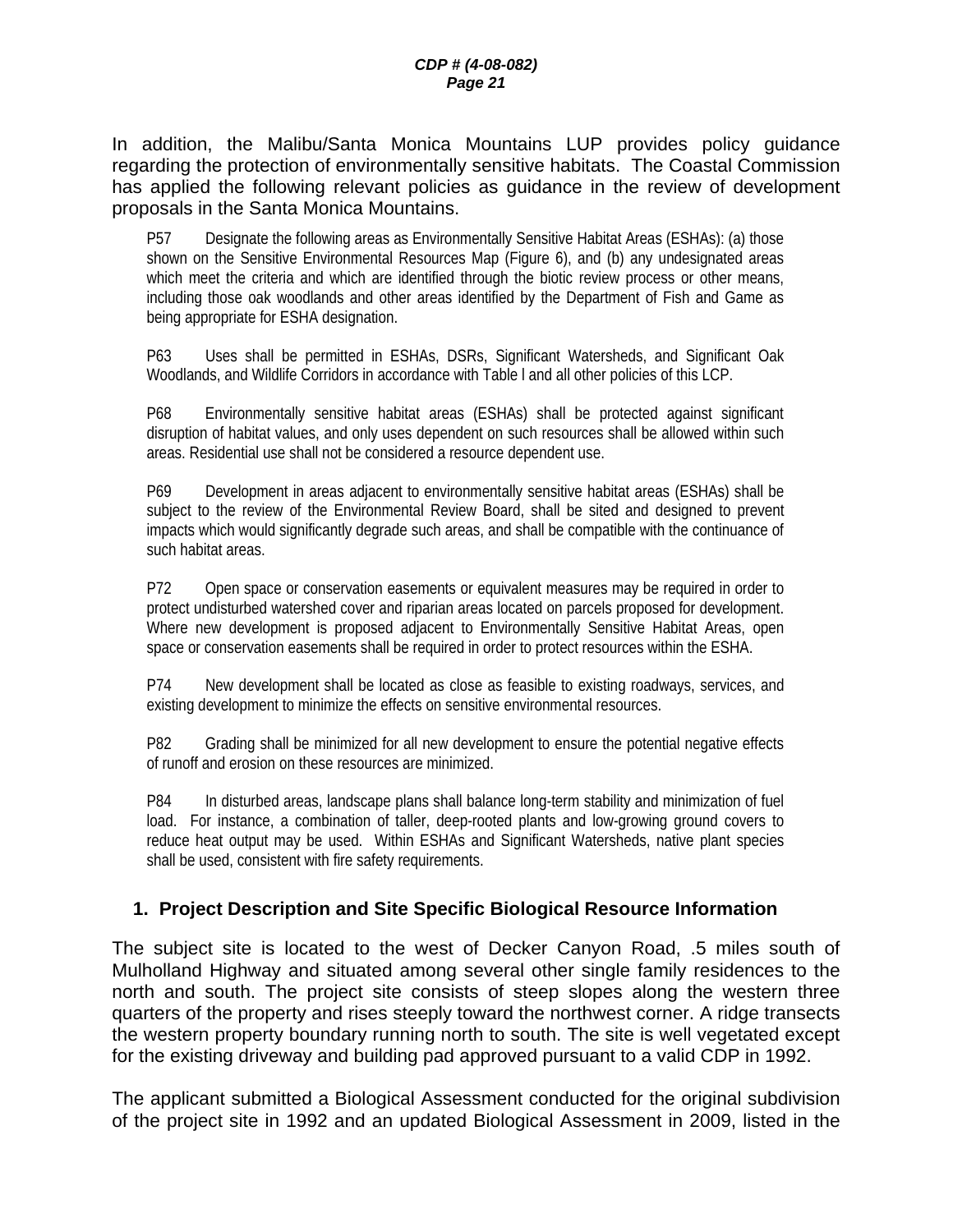In addition, the Malibu/Santa Monica Mountains LUP provides policy guidance regarding the protection of environmentally sensitive habitats. The Coastal Commission has applied the following relevant policies as guidance in the review of development proposals in the Santa Monica Mountains.

> P57 Designate the following areas as Environmentally Sensitive Habitat Areas (ESHAs): (a) those shown on the Sensitive Environmental Resources Map (Figure 6), and (b) any undesignated areas which meet the criteria and which are identified through the biotic review process or other means, including those oak woodlands and other areas identified by the Department of Fish and Game as being appropriate for ESHA designation.
>
> P63 Uses shall be permitted in ESHAs, DSRs, Significant Watersheds, and Significant Oak Woodlands, and Wildlife Corridors in accordance with Table l and all other policies of this LCP.
>
> P68 Environmentally sensitive habitat areas (ESHAs) shall be protected against significant disruption of habitat values, and only uses dependent on such resources shall be allowed within such areas. Residential use shall not be considered a resource dependent use.
>
> P69 Development in areas adjacent to environmentally sensitive habitat areas (ESHAs) shall be subject to the review of the Environmental Review Board, shall be sited and designed to prevent impacts which would significantly degrade such areas, and shall be compatible with the continuance of such habitat areas.
>
> P72 Open space or conservation easements or equivalent measures may be required in order to protect undisturbed watershed cover and riparian areas located on parcels proposed for development. Where new development is proposed adjacent to Environmentally Sensitive Habitat Areas, open space or conservation easements shall be required in order to protect resources within the ESHA.
>
> P74 New development shall be located as close as feasible to existing roadways, services, and existing development to minimize the effects on sensitive environmental resources.
>
> P82 Grading shall be minimized for all new development to ensure the potential negative effects of runoff and erosion on these resources are minimized.
>
> P84 In disturbed areas, landscape plans shall balance long-term stability and minimization of fuel load. For instance, a combination of taller, deep-rooted plants and low-growing ground covers to reduce heat output may be used. Within ESHAs and Significant Watersheds, native plant species shall be used, consistent with fire safety requirements.

### 1. Project Description and Site Specific Biological Resource Information

The subject site is located to the west of Decker Canyon Road, .5 miles south of Mulholland Highway and situated among several other single family residences to the north and south. The project site consists of steep slopes along the western three quarters of the property and rises steeply toward the northwest corner. A ridge transects the western property boundary running north to south. The site is well vegetated except for the existing driveway and building pad approved pursuant to a valid CDP in 1992.

The applicant submitted a Biological Assessment conducted for the original subdivision of the project site in 1992 and an updated Biological Assessment in 2009, listed in the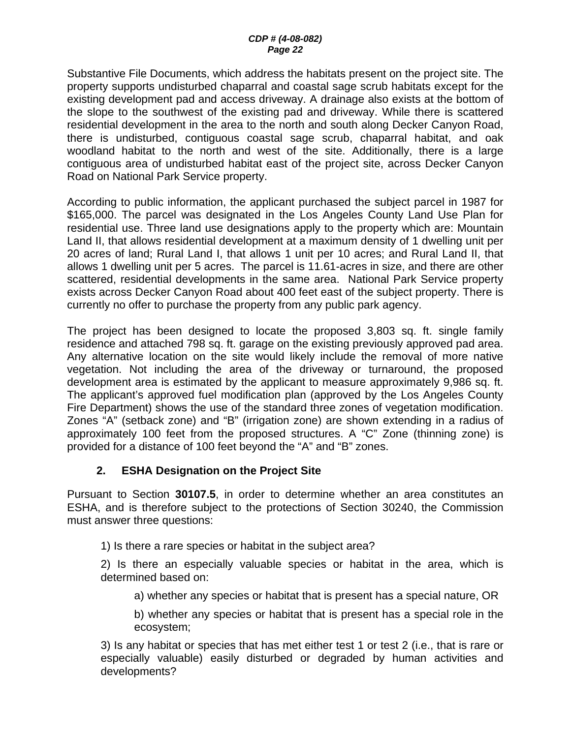Substantive File Documents, which address the habitats present on the project site. The property supports undisturbed chaparral and coastal sage scrub habitats except for the existing development pad and access driveway. A drainage also exists at the bottom of the slope to the southwest of the existing pad and driveway. While there is scattered residential development in the area to the north and south along Decker Canyon Road, there is undisturbed, contiguous coastal sage scrub, chaparral habitat, and oak woodland habitat to the north and west of the site. Additionally, there is a large contiguous area of undisturbed habitat east of the project site, across Decker Canyon Road on National Park Service property.

According to public information, the applicant purchased the subject parcel in 1987 for $165,000. The parcel was designated in the Los Angeles County Land Use Plan for residential use. Three land use designations apply to the property which are: Mountain Land II, that allows residential development at a maximum density of 1 dwelling unit per 20 acres of land; Rural Land I, that allows 1 unit per 10 acres; and Rural Land II, that allows 1 dwelling unit per 5 acres. The parcel is 11.61-acres in size, and there are other scattered, residential developments in the same area. National Park Service property exists across Decker Canyon Road about 400 feet east of the subject property. There is currently no offer to purchase the property from any public park agency.

The project has been designed to locate the proposed 3,803 sq. ft. single family residence and attached 798 sq. ft. garage on the existing previously approved pad area. Any alternative location on the site would likely include the removal of more native vegetation. Not including the area of the driveway or turnaround, the proposed development area is estimated by the applicant to measure approximately 9,986 sq. ft. The applicant's approved fuel modification plan (approved by the Los Angeles County Fire Department) shows the use of the standard three zones of vegetation modification. Zones "A" (setback zone) and "B" (irrigation zone) are shown extending in a radius of approximately 100 feet from the proposed structures. A "C" Zone (thinning zone) is provided for a distance of 100 feet beyond the "A" and "B" zones.

### 2. ESHA Designation on the Project Site

Pursuant to Section **30107.5**, in order to determine whether an area constitutes an ESHA, and is therefore subject to the protections of Section 30240, the Commission must answer three questions:

1) Is there a rare species or habitat in the subject area?

2) Is there an especially valuable species or habitat in the area, which is determined based on:

> a) whether any species or habitat that is present has a special nature, OR
>
> b) whether any species or habitat that is present has a special role in the ecosystem;

3) Is any habitat or species that has met either test 1 or test 2 (i.e., that is rare or especially valuable) easily disturbed or degraded by human activities and developments?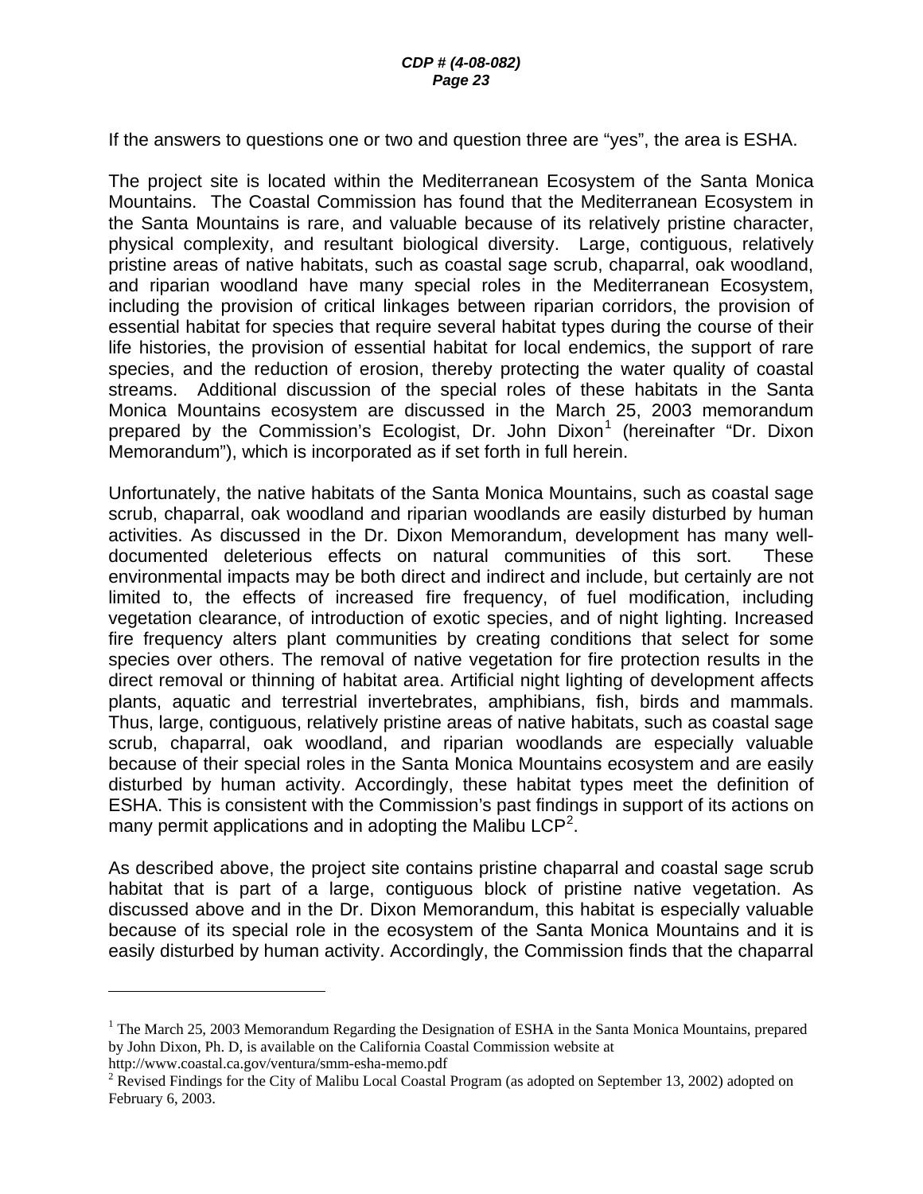If the answers to questions one or two and question three are "yes", the area is ESHA.

The project site is located within the Mediterranean Ecosystem of the Santa Monica Mountains. The Coastal Commission has found that the Mediterranean Ecosystem in the Santa Mountains is rare, and valuable because of its relatively pristine character, physical complexity, and resultant biological diversity. Large, contiguous, relatively pristine areas of native habitats, such as coastal sage scrub, chaparral, oak woodland, and riparian woodland have many special roles in the Mediterranean Ecosystem, including the provision of critical linkages between riparian corridors, the provision of essential habitat for species that require several habitat types during the course of their life histories, the provision of essential habitat for local endemics, the support of rare species, and the reduction of erosion, thereby protecting the water quality of coastal streams. Additional discussion of the special roles of these habitats in the Santa Monica Mountains ecosystem are discussed in the March 25, 2003 memorandum prepared by the Commission's Ecologist, Dr. John Dixon[1] (hereinafter "Dr. Dixon Memorandum"), which is incorporated as if set forth in full herein.

Unfortunately, the native habitats of the Santa Monica Mountains, such as coastal sage scrub, chaparral, oak woodland and riparian woodlands are easily disturbed by human activities. As discussed in the Dr. Dixon Memorandum, development has many well-documented deleterious effects on natural communities of this sort. These environmental impacts may be both direct and indirect and include, but certainly are not limited to, the effects of increased fire frequency, of fuel modification, including vegetation clearance, of introduction of exotic species, and of night lighting. Increased fire frequency alters plant communities by creating conditions that select for some species over others. The removal of native vegetation for fire protection results in the direct removal or thinning of habitat area. Artificial night lighting of development affects plants, aquatic and terrestrial invertebrates, amphibians, fish, birds and mammals. Thus, large, contiguous, relatively pristine areas of native habitats, such as coastal sage scrub, chaparral, oak woodland, and riparian woodlands are especially valuable because of their special roles in the Santa Monica Mountains ecosystem and are easily disturbed by human activity. Accordingly, these habitat types meet the definition of ESHA. This is consistent with the Commission's past findings in support of its actions on many permit applications and in adopting the Malibu LCP[2].

As described above, the project site contains pristine chaparral and coastal sage scrub habitat that is part of a large, contiguous block of pristine native vegetation. As discussed above and in the Dr. Dixon Memorandum, this habitat is especially valuable because of its special role in the ecosystem of the Santa Monica Mountains and it is easily disturbed by human activity. Accordingly, the Commission finds that the chaparral

---

[1] The March 25, 2003 Memorandum Regarding the Designation of ESHA in the Santa Monica Mountains, prepared by John Dixon, Ph. D, is available on the California Coastal Commission website at http://www.coastal.ca.gov/ventura/smm-esha-memo.pdf

[2] Revised Findings for the City of Malibu Local Coastal Program (as adopted on September 13, 2002) adopted on February 6, 2003.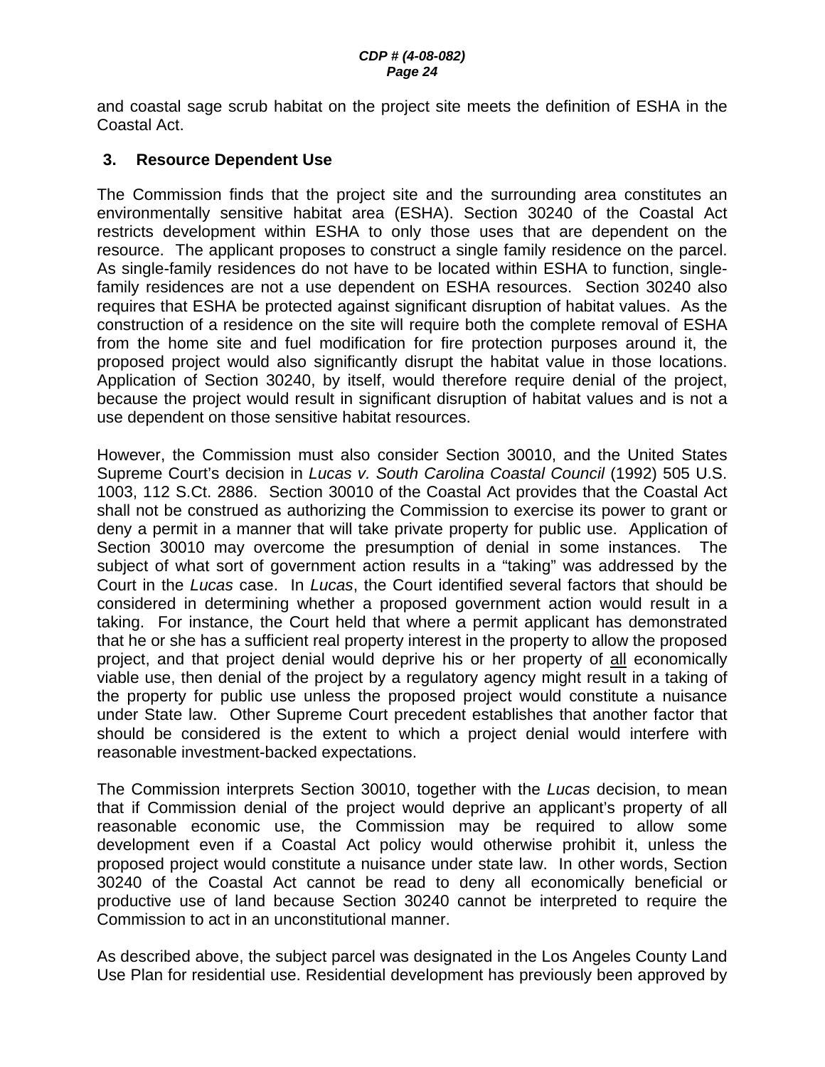and coastal sage scrub habitat on the project site meets the definition of ESHA in the Coastal Act.

### 3. Resource Dependent Use

The Commission finds that the project site and the surrounding area constitutes an environmentally sensitive habitat area (ESHA). Section 30240 of the Coastal Act restricts development within ESHA to only those uses that are dependent on the resource. The applicant proposes to construct a single family residence on the parcel. As single-family residences do not have to be located within ESHA to function, single-family residences are not a use dependent on ESHA resources. Section 30240 also requires that ESHA be protected against significant disruption of habitat values. As the construction of a residence on the site will require both the complete removal of ESHA from the home site and fuel modification for fire protection purposes around it, the proposed project would also significantly disrupt the habitat value in those locations. Application of Section 30240, by itself, would therefore require denial of the project, because the project would result in significant disruption of habitat values and is not a use dependent on those sensitive habitat resources.

However, the Commission must also consider Section 30010, and the United States Supreme Court's decision in *Lucas v. South Carolina Coastal Council* (1992) 505 U.S. 1003, 112 S.Ct. 2886. Section 30010 of the Coastal Act provides that the Coastal Act shall not be construed as authorizing the Commission to exercise its power to grant or deny a permit in a manner that will take private property for public use. Application of Section 30010 may overcome the presumption of denial in some instances. The subject of what sort of government action results in a "taking" was addressed by the Court in the *Lucas* case. In *Lucas*, the Court identified several factors that should be considered in determining whether a proposed government action would result in a taking. For instance, the Court held that where a permit applicant has demonstrated that he or she has a sufficient real property interest in the property to allow the proposed project, and that project denial would deprive his or her property of <u>all</u> economically viable use, then denial of the project by a regulatory agency might result in a taking of the property for public use unless the proposed project would constitute a nuisance under State law. Other Supreme Court precedent establishes that another factor that should be considered is the extent to which a project denial would interfere with reasonable investment-backed expectations.

The Commission interprets Section 30010, together with the *Lucas* decision, to mean that if Commission denial of the project would deprive an applicant's property of all reasonable economic use, the Commission may be required to allow some development even if a Coastal Act policy would otherwise prohibit it, unless the proposed project would constitute a nuisance under state law. In other words, Section 30240 of the Coastal Act cannot be read to deny all economically beneficial or productive use of land because Section 30240 cannot be interpreted to require the Commission to act in an unconstitutional manner.

As described above, the subject parcel was designated in the Los Angeles County Land Use Plan for residential use. Residential development has previously been approved by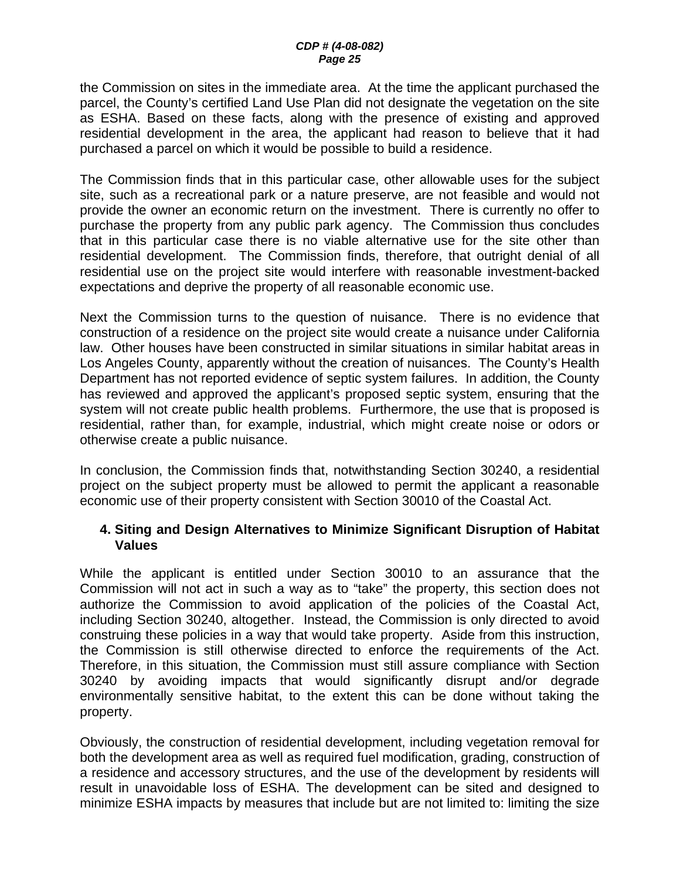the Commission on sites in the immediate area. At the time the applicant purchased the parcel, the County's certified Land Use Plan did not designate the vegetation on the site as ESHA. Based on these facts, along with the presence of existing and approved residential development in the area, the applicant had reason to believe that it had purchased a parcel on which it would be possible to build a residence.

The Commission finds that in this particular case, other allowable uses for the subject site, such as a recreational park or a nature preserve, are not feasible and would not provide the owner an economic return on the investment. There is currently no offer to purchase the property from any public park agency. The Commission thus concludes that in this particular case there is no viable alternative use for the site other than residential development. The Commission finds, therefore, that outright denial of all residential use on the project site would interfere with reasonable investment-backed expectations and deprive the property of all reasonable economic use.

Next the Commission turns to the question of nuisance. There is no evidence that construction of a residence on the project site would create a nuisance under California law. Other houses have been constructed in similar situations in similar habitat areas in Los Angeles County, apparently without the creation of nuisances. The County's Health Department has not reported evidence of septic system failures. In addition, the County has reviewed and approved the applicant's proposed septic system, ensuring that the system will not create public health problems. Furthermore, the use that is proposed is residential, rather than, for example, industrial, which might create noise or odors or otherwise create a public nuisance.

In conclusion, the Commission finds that, notwithstanding Section 30240, a residential project on the subject property must be allowed to permit the applicant a reasonable economic use of their property consistent with Section 30010 of the Coastal Act.

### 4. Siting and Design Alternatives to Minimize Significant Disruption of Habitat Values

While the applicant is entitled under Section 30010 to an assurance that the Commission will not act in such a way as to "take" the property, this section does not authorize the Commission to avoid application of the policies of the Coastal Act, including Section 30240, altogether. Instead, the Commission is only directed to avoid construing these policies in a way that would take property. Aside from this instruction, the Commission is still otherwise directed to enforce the requirements of the Act. Therefore, in this situation, the Commission must still assure compliance with Section 30240 by avoiding impacts that would significantly disrupt and/or degrade environmentally sensitive habitat, to the extent this can be done without taking the property.

Obviously, the construction of residential development, including vegetation removal for both the development area as well as required fuel modification, grading, construction of a residence and accessory structures, and the use of the development by residents will result in unavoidable loss of ESHA. The development can be sited and designed to minimize ESHA impacts by measures that include but are not limited to: limiting the size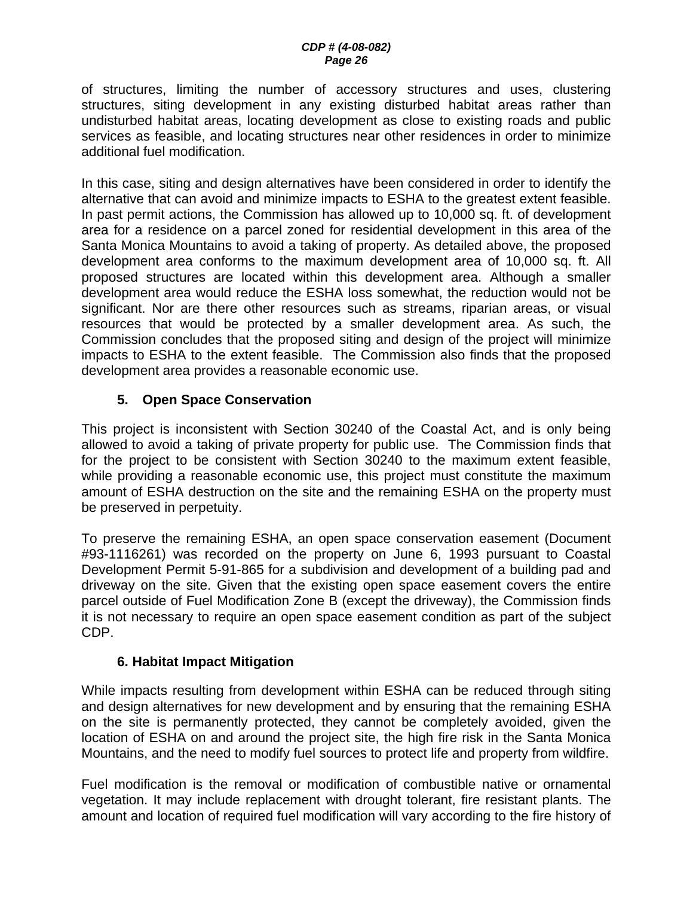of structures, limiting the number of accessory structures and uses, clustering structures, siting development in any existing disturbed habitat areas rather than undisturbed habitat areas, locating development as close to existing roads and public services as feasible, and locating structures near other residences in order to minimize additional fuel modification.

In this case, siting and design alternatives have been considered in order to identify the alternative that can avoid and minimize impacts to ESHA to the greatest extent feasible. In past permit actions, the Commission has allowed up to 10,000 sq. ft. of development area for a residence on a parcel zoned for residential development in this area of the Santa Monica Mountains to avoid a taking of property. As detailed above, the proposed development area conforms to the maximum development area of 10,000 sq. ft. All proposed structures are located within this development area. Although a smaller development area would reduce the ESHA loss somewhat, the reduction would not be significant. Nor are there other resources such as streams, riparian areas, or visual resources that would be protected by a smaller development area. As such, the Commission concludes that the proposed siting and design of the project will minimize impacts to ESHA to the extent feasible. The Commission also finds that the proposed development area provides a reasonable economic use.

### 5. Open Space Conservation

This project is inconsistent with Section 30240 of the Coastal Act, and is only being allowed to avoid a taking of private property for public use. The Commission finds that for the project to be consistent with Section 30240 to the maximum extent feasible, while providing a reasonable economic use, this project must constitute the maximum amount of ESHA destruction on the site and the remaining ESHA on the property must be preserved in perpetuity.

To preserve the remaining ESHA, an open space conservation easement (Document #93-1116261) was recorded on the property on June 6, 1993 pursuant to Coastal Development Permit 5-91-865 for a subdivision and development of a building pad and driveway on the site. Given that the existing open space easement covers the entire parcel outside of Fuel Modification Zone B (except the driveway), the Commission finds it is not necessary to require an open space easement condition as part of the subject CDP.

### 6. Habitat Impact Mitigation

While impacts resulting from development within ESHA can be reduced through siting and design alternatives for new development and by ensuring that the remaining ESHA on the site is permanently protected, they cannot be completely avoided, given the location of ESHA on and around the project site, the high fire risk in the Santa Monica Mountains, and the need to modify fuel sources to protect life and property from wildfire.

Fuel modification is the removal or modification of combustible native or ornamental vegetation. It may include replacement with drought tolerant, fire resistant plants. The amount and location of required fuel modification will vary according to the fire history of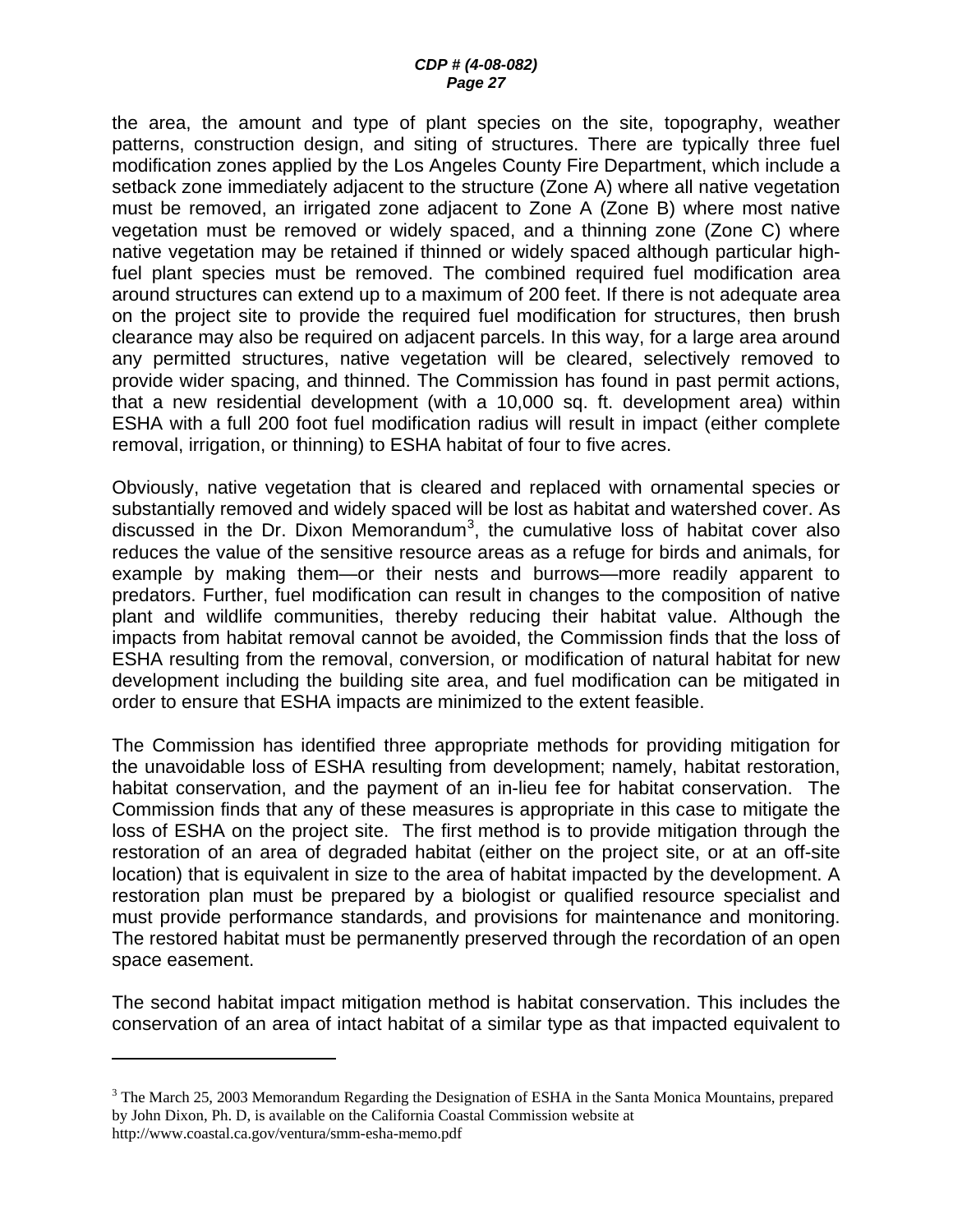the area, the amount and type of plant species on the site, topography, weather patterns, construction design, and siting of structures. There are typically three fuel modification zones applied by the Los Angeles County Fire Department, which include a setback zone immediately adjacent to the structure (Zone A) where all native vegetation must be removed, an irrigated zone adjacent to Zone A (Zone B) where most native vegetation must be removed or widely spaced, and a thinning zone (Zone C) where native vegetation may be retained if thinned or widely spaced although particular high-fuel plant species must be removed. The combined required fuel modification area around structures can extend up to a maximum of 200 feet. If there is not adequate area on the project site to provide the required fuel modification for structures, then brush clearance may also be required on adjacent parcels. In this way, for a large area around any permitted structures, native vegetation will be cleared, selectively removed to provide wider spacing, and thinned. The Commission has found in past permit actions, that a new residential development (with a 10,000 sq. ft. development area) within ESHA with a full 200 foot fuel modification radius will result in impact (either complete removal, irrigation, or thinning) to ESHA habitat of four to five acres.

Obviously, native vegetation that is cleared and replaced with ornamental species or substantially removed and widely spaced will be lost as habitat and watershed cover. As discussed in the Dr. Dixon Memorandum[3], the cumulative loss of habitat cover also reduces the value of the sensitive resource areas as a refuge for birds and animals, for example by making them—or their nests and burrows—more readily apparent to predators. Further, fuel modification can result in changes to the composition of native plant and wildlife communities, thereby reducing their habitat value. Although the impacts from habitat removal cannot be avoided, the Commission finds that the loss of ESHA resulting from the removal, conversion, or modification of natural habitat for new development including the building site area, and fuel modification can be mitigated in order to ensure that ESHA impacts are minimized to the extent feasible.

The Commission has identified three appropriate methods for providing mitigation for the unavoidable loss of ESHA resulting from development; namely, habitat restoration, habitat conservation, and the payment of an in-lieu fee for habitat conservation. The Commission finds that any of these measures is appropriate in this case to mitigate the loss of ESHA on the project site. The first method is to provide mitigation through the restoration of an area of degraded habitat (either on the project site, or at an off-site location) that is equivalent in size to the area of habitat impacted by the development. A restoration plan must be prepared by a biologist or qualified resource specialist and must provide performance standards, and provisions for maintenance and monitoring. The restored habitat must be permanently preserved through the recordation of an open space easement.

The second habitat impact mitigation method is habitat conservation. This includes the conservation of an area of intact habitat of a similar type as that impacted equivalent to

---

[3] The March 25, 2003 Memorandum Regarding the Designation of ESHA in the Santa Monica Mountains, prepared by John Dixon, Ph. D, is available on the California Coastal Commission website at http://www.coastal.ca.gov/ventura/smm-esha-memo.pdf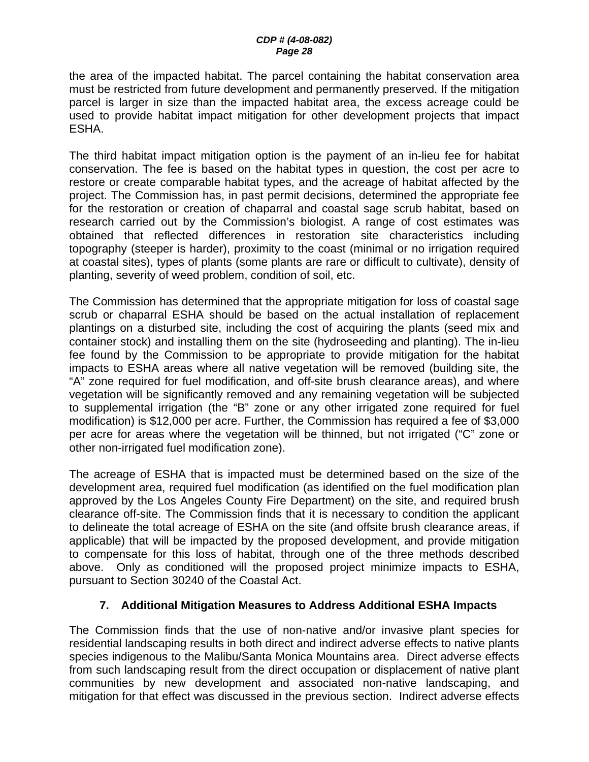the area of the impacted habitat. The parcel containing the habitat conservation area must be restricted from future development and permanently preserved. If the mitigation parcel is larger in size than the impacted habitat area, the excess acreage could be used to provide habitat impact mitigation for other development projects that impact ESHA.

The third habitat impact mitigation option is the payment of an in-lieu fee for habitat conservation. The fee is based on the habitat types in question, the cost per acre to restore or create comparable habitat types, and the acreage of habitat affected by the project. The Commission has, in past permit decisions, determined the appropriate fee for the restoration or creation of chaparral and coastal sage scrub habitat, based on research carried out by the Commission's biologist. A range of cost estimates was obtained that reflected differences in restoration site characteristics including topography (steeper is harder), proximity to the coast (minimal or no irrigation required at coastal sites), types of plants (some plants are rare or difficult to cultivate), density of planting, severity of weed problem, condition of soil, etc.

The Commission has determined that the appropriate mitigation for loss of coastal sage scrub or chaparral ESHA should be based on the actual installation of replacement plantings on a disturbed site, including the cost of acquiring the plants (seed mix and container stock) and installing them on the site (hydroseeding and planting). The in-lieu fee found by the Commission to be appropriate to provide mitigation for the habitat impacts to ESHA areas where all native vegetation will be removed (building site, the "A" zone required for fuel modification, and off-site brush clearance areas), and where vegetation will be significantly removed and any remaining vegetation will be subjected to supplemental irrigation (the "B" zone or any other irrigated zone required for fuel modification) is $12,000 per acre. Further, the Commission has required a fee of $3,000 per acre for areas where the vegetation will be thinned, but not irrigated ("C" zone or other non-irrigated fuel modification zone).

The acreage of ESHA that is impacted must be determined based on the size of the development area, required fuel modification (as identified on the fuel modification plan approved by the Los Angeles County Fire Department) on the site, and required brush clearance off-site. The Commission finds that it is necessary to condition the applicant to delineate the total acreage of ESHA on the site (and offsite brush clearance areas, if applicable) that will be impacted by the proposed development, and provide mitigation to compensate for this loss of habitat, through one of the three methods described above. Only as conditioned will the proposed project minimize impacts to ESHA, pursuant to Section 30240 of the Coastal Act.

### 7. Additional Mitigation Measures to Address Additional ESHA Impacts

The Commission finds that the use of non-native and/or invasive plant species for residential landscaping results in both direct and indirect adverse effects to native plants species indigenous to the Malibu/Santa Monica Mountains area. Direct adverse effects from such landscaping result from the direct occupation or displacement of native plant communities by new development and associated non-native landscaping, and mitigation for that effect was discussed in the previous section. Indirect adverse effects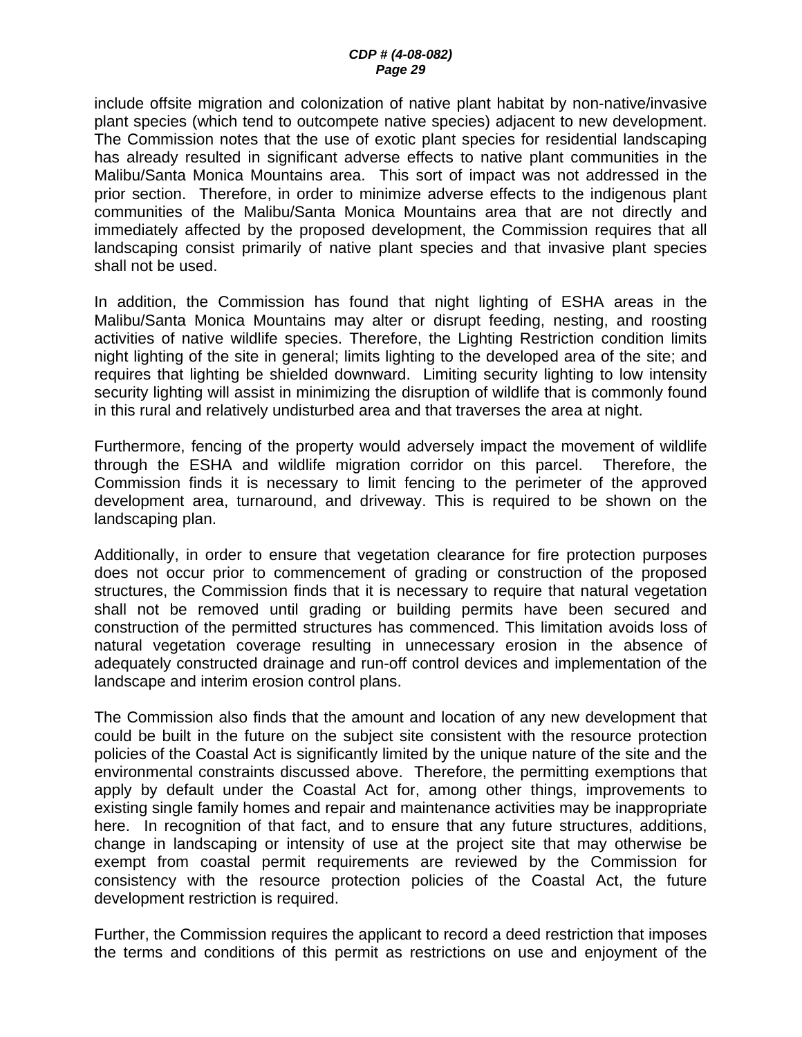include offsite migration and colonization of native plant habitat by non-native/invasive plant species (which tend to outcompete native species) adjacent to new development. The Commission notes that the use of exotic plant species for residential landscaping has already resulted in significant adverse effects to native plant communities in the Malibu/Santa Monica Mountains area. This sort of impact was not addressed in the prior section. Therefore, in order to minimize adverse effects to the indigenous plant communities of the Malibu/Santa Monica Mountains area that are not directly and immediately affected by the proposed development, the Commission requires that all landscaping consist primarily of native plant species and that invasive plant species shall not be used.

In addition, the Commission has found that night lighting of ESHA areas in the Malibu/Santa Monica Mountains may alter or disrupt feeding, nesting, and roosting activities of native wildlife species. Therefore, the Lighting Restriction condition limits night lighting of the site in general; limits lighting to the developed area of the site; and requires that lighting be shielded downward. Limiting security lighting to low intensity security lighting will assist in minimizing the disruption of wildlife that is commonly found in this rural and relatively undisturbed area and that traverses the area at night.

Furthermore, fencing of the property would adversely impact the movement of wildlife through the ESHA and wildlife migration corridor on this parcel. Therefore, the Commission finds it is necessary to limit fencing to the perimeter of the approved development area, turnaround, and driveway. This is required to be shown on the landscaping plan.

Additionally, in order to ensure that vegetation clearance for fire protection purposes does not occur prior to commencement of grading or construction of the proposed structures, the Commission finds that it is necessary to require that natural vegetation shall not be removed until grading or building permits have been secured and construction of the permitted structures has commenced. This limitation avoids loss of natural vegetation coverage resulting in unnecessary erosion in the absence of adequately constructed drainage and run-off control devices and implementation of the landscape and interim erosion control plans.

The Commission also finds that the amount and location of any new development that could be built in the future on the subject site consistent with the resource protection policies of the Coastal Act is significantly limited by the unique nature of the site and the environmental constraints discussed above. Therefore, the permitting exemptions that apply by default under the Coastal Act for, among other things, improvements to existing single family homes and repair and maintenance activities may be inappropriate here. In recognition of that fact, and to ensure that any future structures, additions, change in landscaping or intensity of use at the project site that may otherwise be exempt from coastal permit requirements are reviewed by the Commission for consistency with the resource protection policies of the Coastal Act, the future development restriction is required.

Further, the Commission requires the applicant to record a deed restriction that imposes the terms and conditions of this permit as restrictions on use and enjoyment of the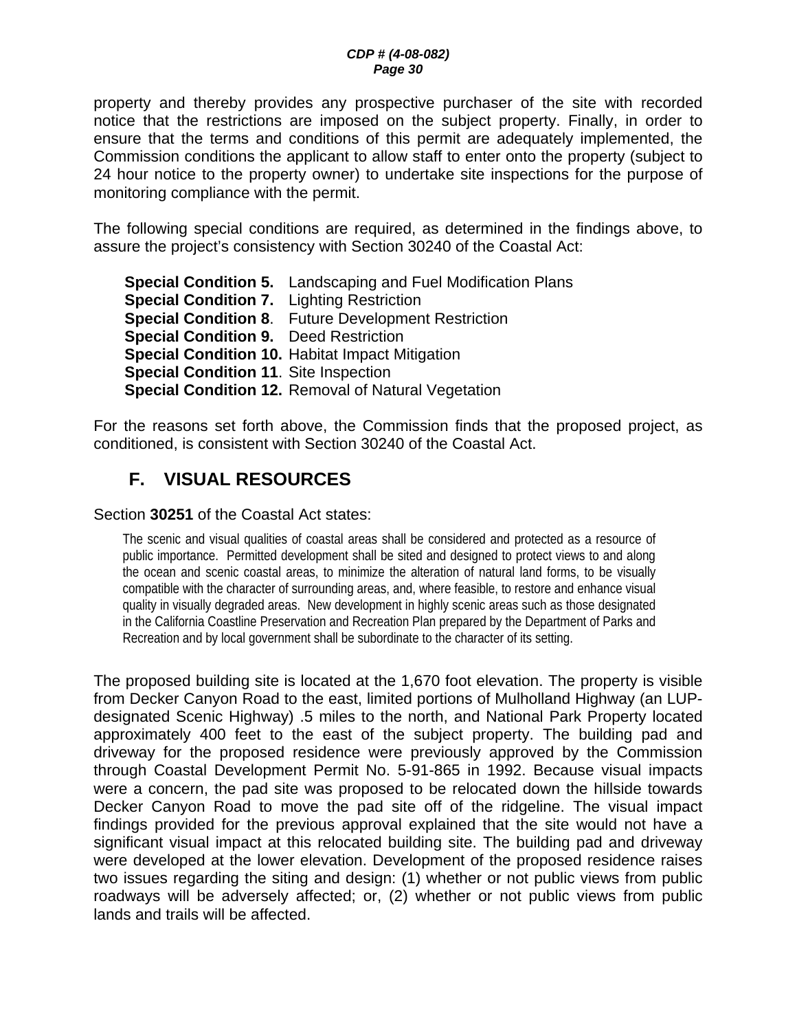property and thereby provides any prospective purchaser of the site with recorded notice that the restrictions are imposed on the subject property. Finally, in order to ensure that the terms and conditions of this permit are adequately implemented, the Commission conditions the applicant to allow staff to enter onto the property (subject to 24 hour notice to the property owner) to undertake site inspections for the purpose of monitoring compliance with the permit.

The following special conditions are required, as determined in the findings above, to assure the project's consistency with Section 30240 of the Coastal Act:

**Special Condition 5.** Landscaping and Fuel Modification Plans
**Special Condition 7.** Lighting Restriction
**Special Condition 8**. Future Development Restriction
**Special Condition 9.** Deed Restriction
**Special Condition 10.** Habitat Impact Mitigation
**Special Condition 11**. Site Inspection
**Special Condition 12.** Removal of Natural Vegetation

For the reasons set forth above, the Commission finds that the proposed project, as conditioned, is consistent with Section 30240 of the Coastal Act.

## F. VISUAL RESOURCES

Section **30251** of the Coastal Act states:

> The scenic and visual qualities of coastal areas shall be considered and protected as a resource of public importance. Permitted development shall be sited and designed to protect views to and along the ocean and scenic coastal areas, to minimize the alteration of natural land forms, to be visually compatible with the character of surrounding areas, and, where feasible, to restore and enhance visual quality in visually degraded areas. New development in highly scenic areas such as those designated in the California Coastline Preservation and Recreation Plan prepared by the Department of Parks and Recreation and by local government shall be subordinate to the character of its setting.

The proposed building site is located at the 1,670 foot elevation. The property is visible from Decker Canyon Road to the east, limited portions of Mulholland Highway (an LUP-designated Scenic Highway) .5 miles to the north, and National Park Property located approximately 400 feet to the east of the subject property. The building pad and driveway for the proposed residence were previously approved by the Commission through Coastal Development Permit No. 5-91-865 in 1992. Because visual impacts were a concern, the pad site was proposed to be relocated down the hillside towards Decker Canyon Road to move the pad site off of the ridgeline. The visual impact findings provided for the previous approval explained that the site would not have a significant visual impact at this relocated building site. The building pad and driveway were developed at the lower elevation. Development of the proposed residence raises two issues regarding the siting and design: (1) whether or not public views from public roadways will be adversely affected; or, (2) whether or not public views from public lands and trails will be affected.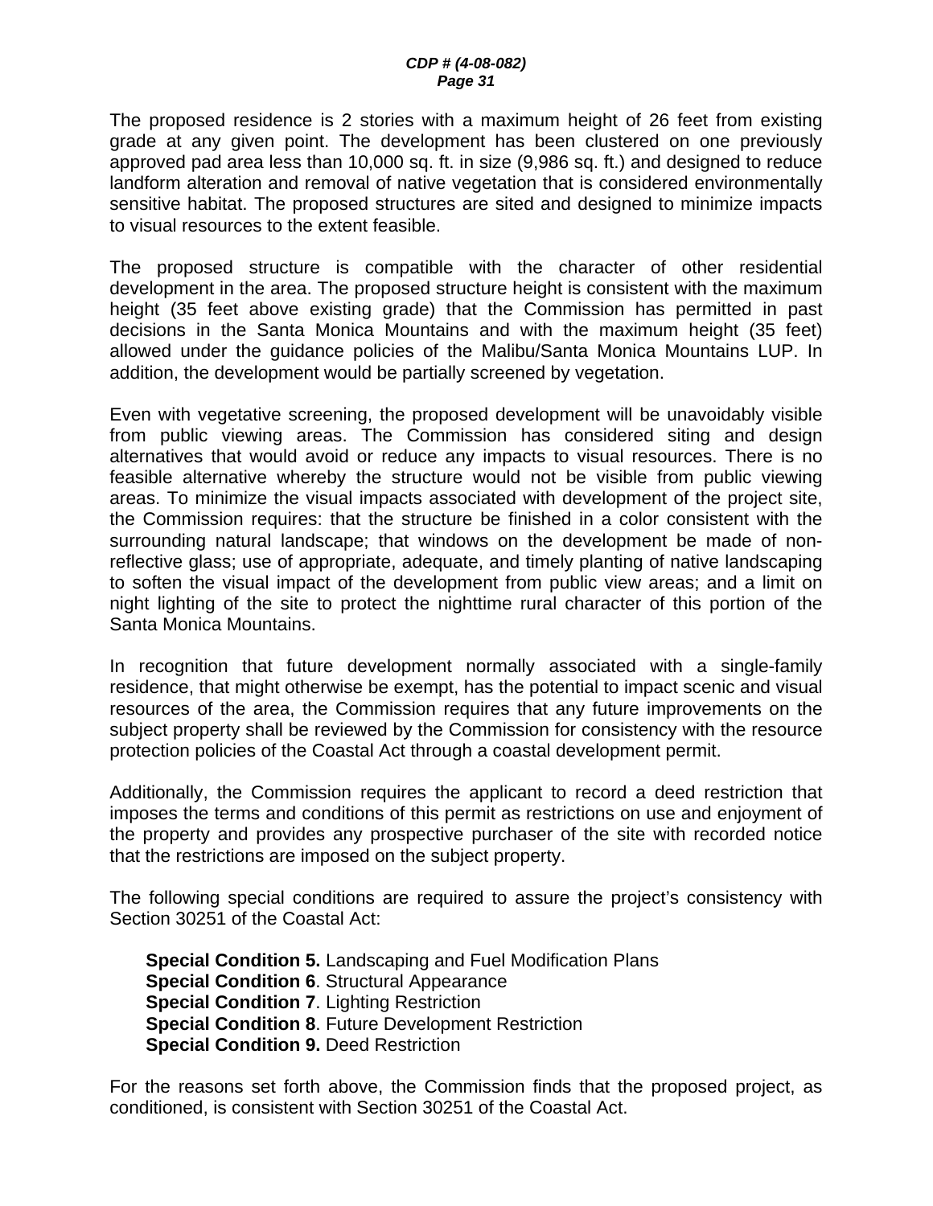The proposed residence is 2 stories with a maximum height of 26 feet from existing grade at any given point. The development has been clustered on one previously approved pad area less than 10,000 sq. ft. in size (9,986 sq. ft.) and designed to reduce landform alteration and removal of native vegetation that is considered environmentally sensitive habitat. The proposed structures are sited and designed to minimize impacts to visual resources to the extent feasible.

The proposed structure is compatible with the character of other residential development in the area. The proposed structure height is consistent with the maximum height (35 feet above existing grade) that the Commission has permitted in past decisions in the Santa Monica Mountains and with the maximum height (35 feet) allowed under the guidance policies of the Malibu/Santa Monica Mountains LUP. In addition, the development would be partially screened by vegetation.

Even with vegetative screening, the proposed development will be unavoidably visible from public viewing areas. The Commission has considered siting and design alternatives that would avoid or reduce any impacts to visual resources. There is no feasible alternative whereby the structure would not be visible from public viewing areas. To minimize the visual impacts associated with development of the project site, the Commission requires: that the structure be finished in a color consistent with the surrounding natural landscape; that windows on the development be made of non-reflective glass; use of appropriate, adequate, and timely planting of native landscaping to soften the visual impact of the development from public view areas; and a limit on night lighting of the site to protect the nighttime rural character of this portion of the Santa Monica Mountains.

In recognition that future development normally associated with a single-family residence, that might otherwise be exempt, has the potential to impact scenic and visual resources of the area, the Commission requires that any future improvements on the subject property shall be reviewed by the Commission for consistency with the resource protection policies of the Coastal Act through a coastal development permit.

Additionally, the Commission requires the applicant to record a deed restriction that imposes the terms and conditions of this permit as restrictions on use and enjoyment of the property and provides any prospective purchaser of the site with recorded notice that the restrictions are imposed on the subject property.

The following special conditions are required to assure the project's consistency with Section 30251 of the Coastal Act:

**Special Condition 5.** Landscaping and Fuel Modification Plans
**Special Condition 6**. Structural Appearance
**Special Condition 7**. Lighting Restriction
**Special Condition 8**. Future Development Restriction
**Special Condition 9.** Deed Restriction

For the reasons set forth above, the Commission finds that the proposed project, as conditioned, is consistent with Section 30251 of the Coastal Act.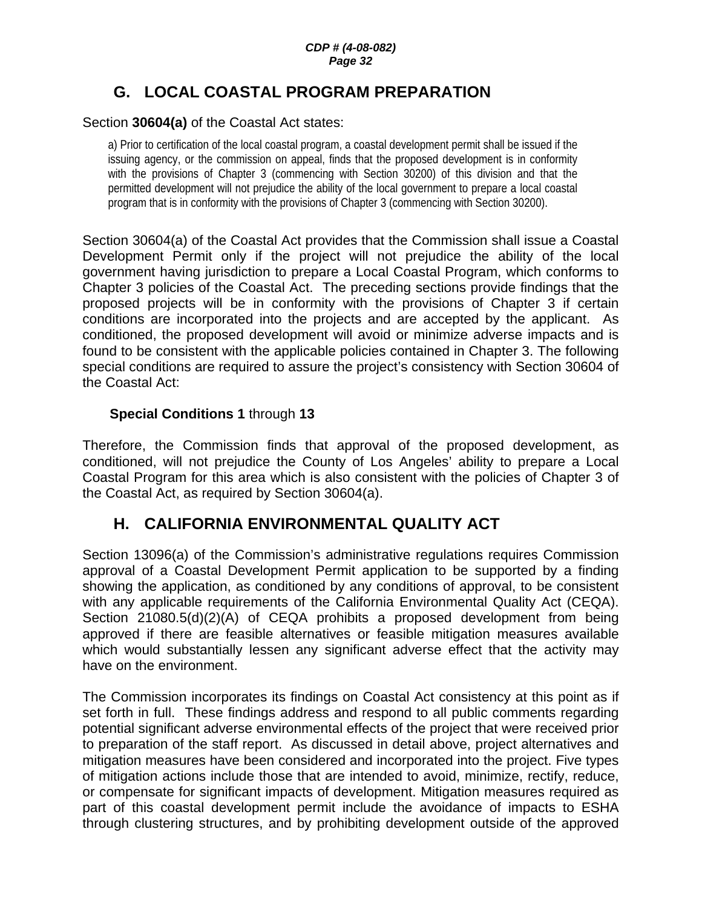## G. LOCAL COASTAL PROGRAM PREPARATION

Section **30604(a)** of the Coastal Act states:

> a) Prior to certification of the local coastal program, a coastal development permit shall be issued if the issuing agency, or the commission on appeal, finds that the proposed development is in conformity with the provisions of Chapter 3 (commencing with Section 30200) of this division and that the permitted development will not prejudice the ability of the local government to prepare a local coastal program that is in conformity with the provisions of Chapter 3 (commencing with Section 30200).

Section 30604(a) of the Coastal Act provides that the Commission shall issue a Coastal Development Permit only if the project will not prejudice the ability of the local government having jurisdiction to prepare a Local Coastal Program, which conforms to Chapter 3 policies of the Coastal Act. The preceding sections provide findings that the proposed projects will be in conformity with the provisions of Chapter 3 if certain conditions are incorporated into the projects and are accepted by the applicant. As conditioned, the proposed development will avoid or minimize adverse impacts and is found to be consistent with the applicable policies contained in Chapter 3. The following special conditions are required to assure the project's consistency with Section 30604 of the Coastal Act:

**Special Conditions 1** through **13**

Therefore, the Commission finds that approval of the proposed development, as conditioned, will not prejudice the County of Los Angeles' ability to prepare a Local Coastal Program for this area which is also consistent with the policies of Chapter 3 of the Coastal Act, as required by Section 30604(a).

## H. CALIFORNIA ENVIRONMENTAL QUALITY ACT

Section 13096(a) of the Commission's administrative regulations requires Commission approval of a Coastal Development Permit application to be supported by a finding showing the application, as conditioned by any conditions of approval, to be consistent with any applicable requirements of the California Environmental Quality Act (CEQA). Section 21080.5(d)(2)(A) of CEQA prohibits a proposed development from being approved if there are feasible alternatives or feasible mitigation measures available which would substantially lessen any significant adverse effect that the activity may have on the environment.

The Commission incorporates its findings on Coastal Act consistency at this point as if set forth in full. These findings address and respond to all public comments regarding potential significant adverse environmental effects of the project that were received prior to preparation of the staff report. As discussed in detail above, project alternatives and mitigation measures have been considered and incorporated into the project. Five types of mitigation actions include those that are intended to avoid, minimize, rectify, reduce, or compensate for significant impacts of development. Mitigation measures required as part of this coastal development permit include the avoidance of impacts to ESHA through clustering structures, and by prohibiting development outside of the approved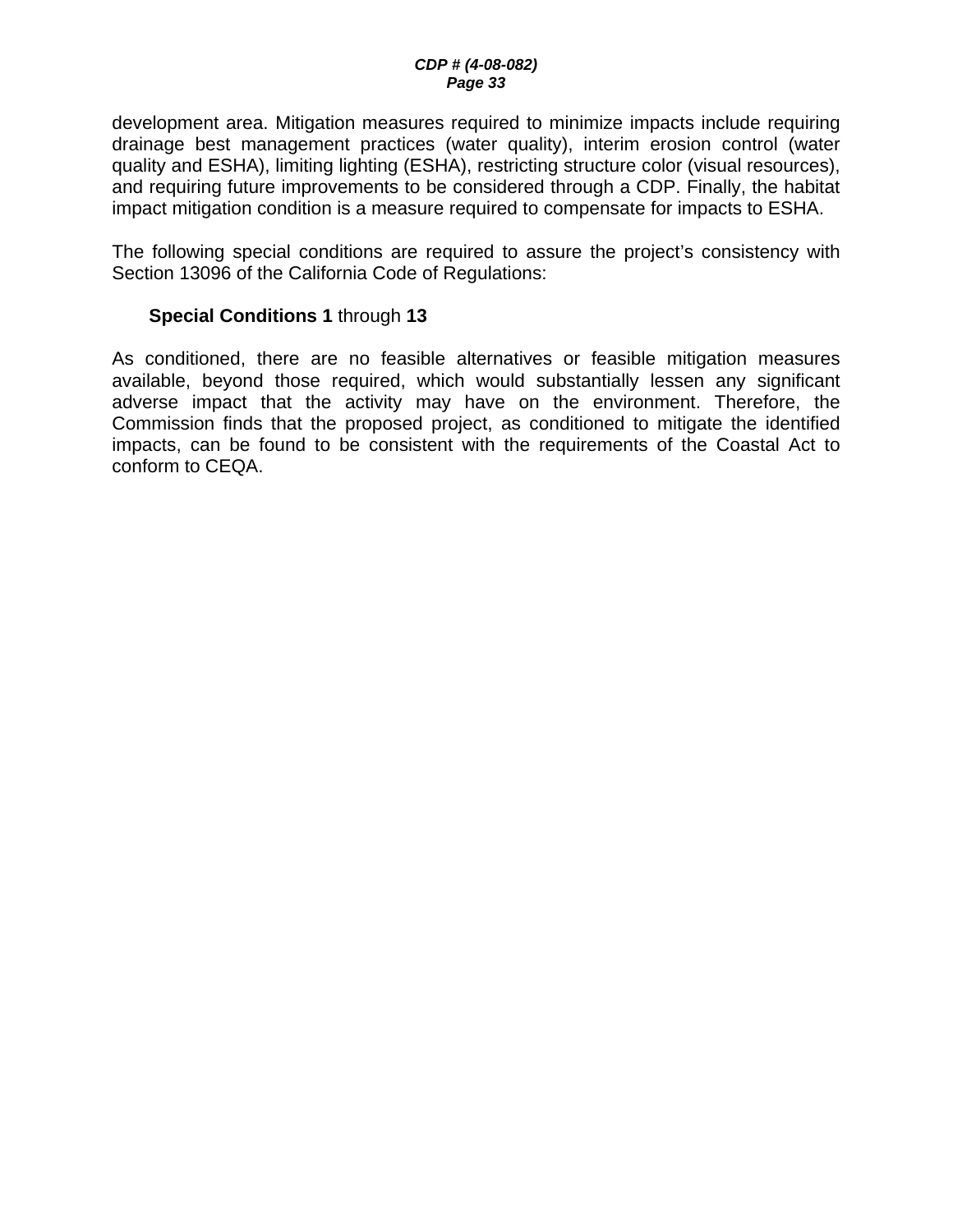development area. Mitigation measures required to minimize impacts include requiring drainage best management practices (water quality), interim erosion control (water quality and ESHA), limiting lighting (ESHA), restricting structure color (visual resources), and requiring future improvements to be considered through a CDP. Finally, the habitat impact mitigation condition is a measure required to compensate for impacts to ESHA.

The following special conditions are required to assure the project's consistency with Section 13096 of the California Code of Regulations:

**Special Conditions 1** through **13**

As conditioned, there are no feasible alternatives or feasible mitigation measures available, beyond those required, which would substantially lessen any significant adverse impact that the activity may have on the environment. Therefore, the Commission finds that the proposed project, as conditioned to mitigate the identified impacts, can be found to be consistent with the requirements of the Coastal Act to conform to CEQA.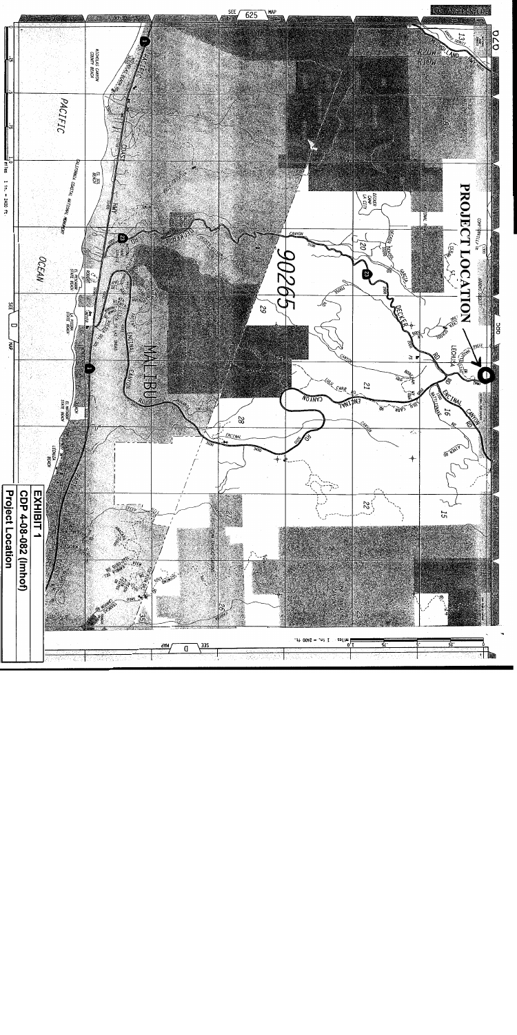**PROJECT LOCATION**

**EXHIBIT 1**
**CDP 4-08-082 (Imhof)**
**Project Location**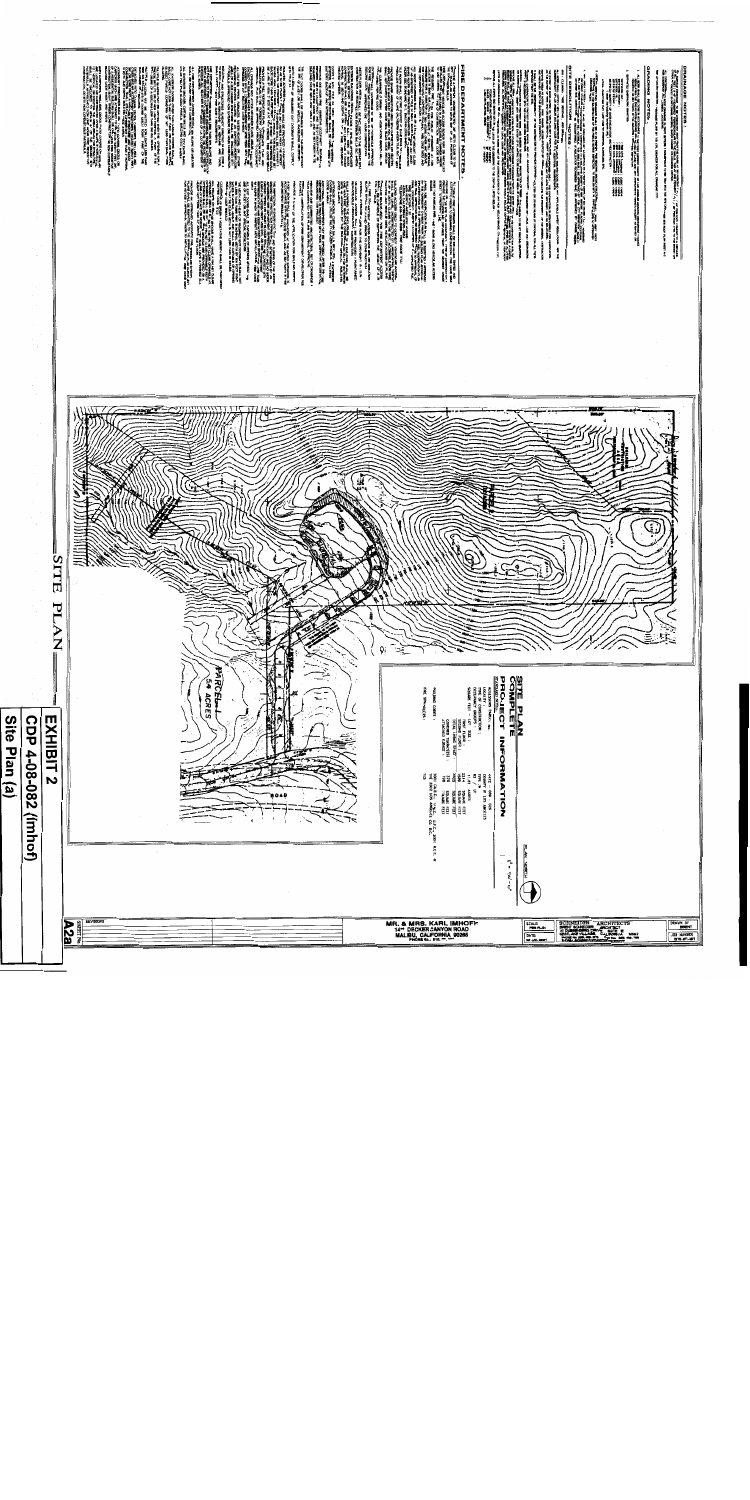# EXHIBIT 2

## CDP 4-08-082 (Imhof)

## Site Plan (a)

SITE PLAN

PARCEL 1

54 ACRES

SITE PLAN

COMPLETE PROJECT INFORMATION

FIRE DEPARTMENT NOTES

GRADING NOTES

DRAINAGE NOTES

MR. & MRS. KARL IMHOF

14** DECKER CANYON ROAD

MALIBU, CALIFORNIA 90265

A2a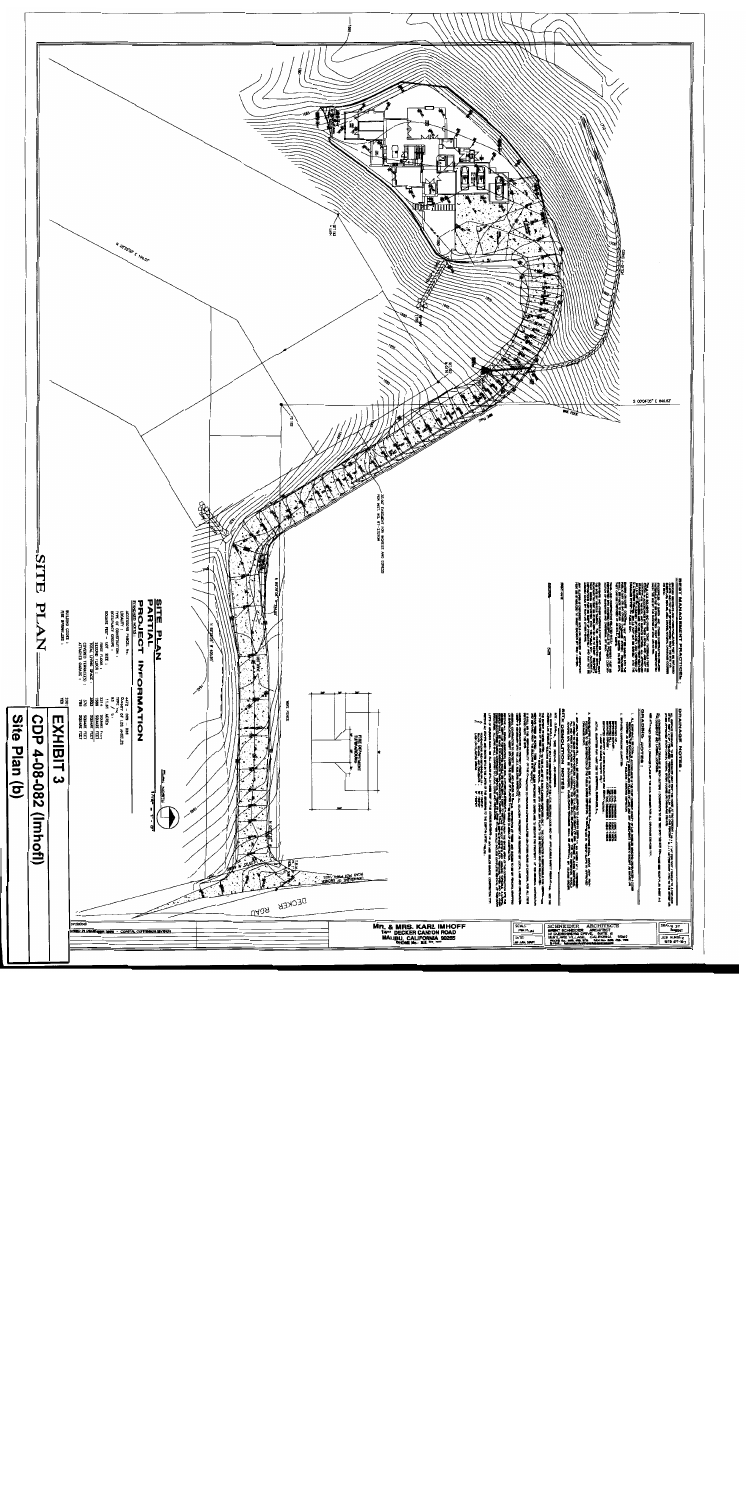# EXHIBIT 3

## CDP 4-08-082 (Imhoff)

## Site Plan (b)

SITE PLAN

SITE PLAN

PARTIAL PROJECT INFORMATION

DECKER ROAD

MR. & MRS. KARL IMHOFF

DECKER CANYON ROAD

MALIBU, CALIFORNIA 90265

SCHNEIDER ARCHITECTS

BEST MANAGEMENT PRACTICES

DRAINAGE NOTES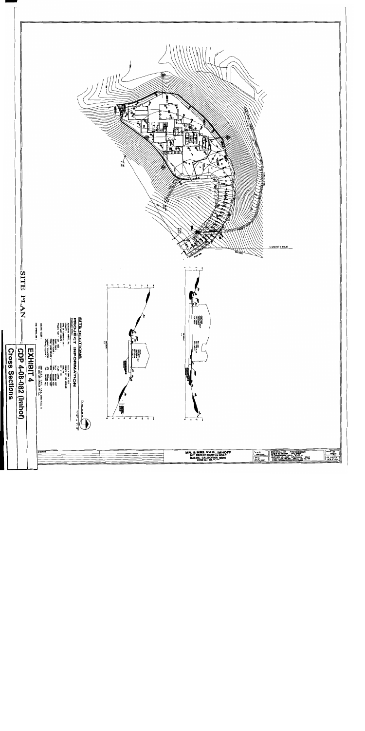# SITE PLAN

## SITE SECTIONS

## PROJECT INFORMATION

**EXHIBIT 4**

**CDP 4-08-082 (Imhof)**

**Cross Sections**

MR. & MRS. KARL IMHOFF
1400 DECKER CANYON ROAD
MALIBU, CALIFORNIA 90265

SCHNEIDER ARCHITECTS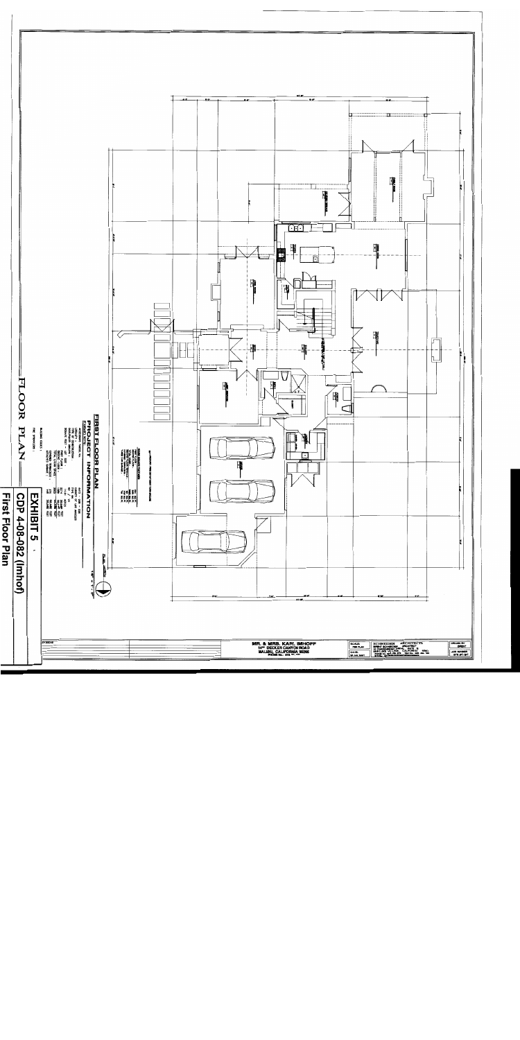**EXHIBIT 5**

**CDP 4-08-082 (Imhoff)**

**First Floor Plan**

FLOOR PLAN

FIRST FLOOR PLAN

PROJECT INFORMATION

MR. & MRS. KARL IMHOFF

BECKER CANYON ROAD

MALIBU, CALIFORNIA 90265

SCHNEIDER ARCHITECTS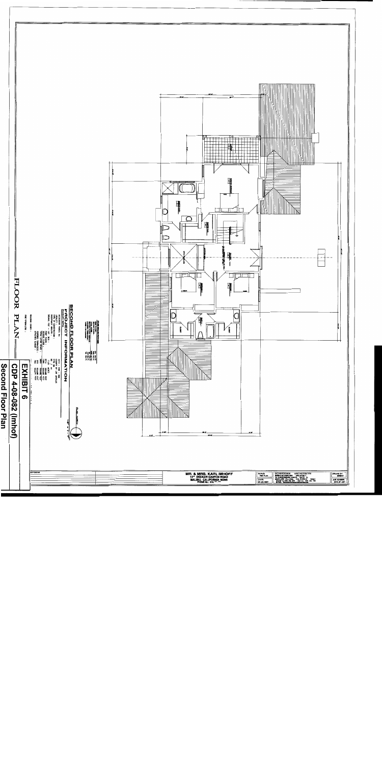SECOND FLOOR PLAN

PROJECT INFORMATION

FLOOR PLAN

MR. & MRS. KARL IMHOFF
14___ DECKER CANYON ROAD
MALIBU, CALIFORNIA 90265

SCHNEIDER ARCHITECTS

**EXHIBIT 6**

**CDP 4-08-082 (Imhof)**

**Second Floor Plan**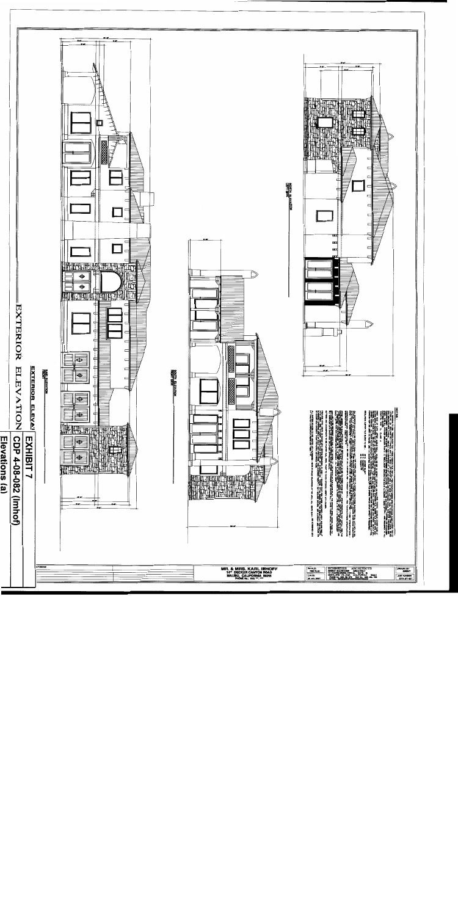EXHIBIT 7
CDP 4-08-082 (Imhoff)
Elevations (a)

EXTERIOR ELEVATION

EXTERIOR ELEVATION

EAST ELEVATION

SOUTH ELEVATION

NORTH ELEVATION

MR. & MRS. KARL IMHOFF
DECKER CANYON ROAD
MALIBU, CALIFORNIA 90265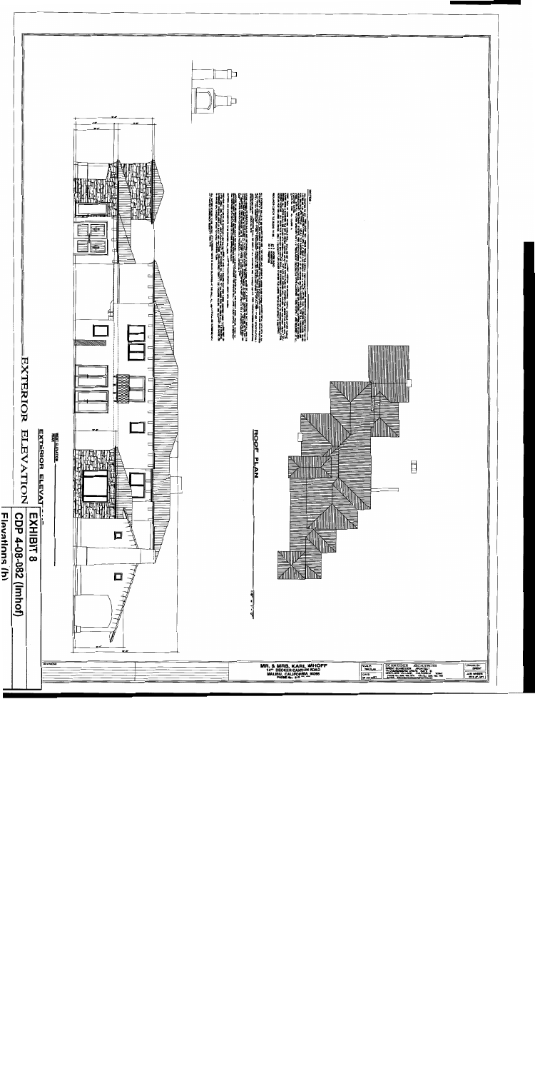ROOF PLAN

EXTERIOR ELEVATION

EXTERIOR ELEVATION

MR. & MRS. KARL IMHOFF
DECKER CANYON ROAD
MALIBU, CALIFORNIA 90265

SCHNEIDER ARCHITECTS

EXHIBIT 8
CDP 4-08-082 (Imhof)
Elevations (b)